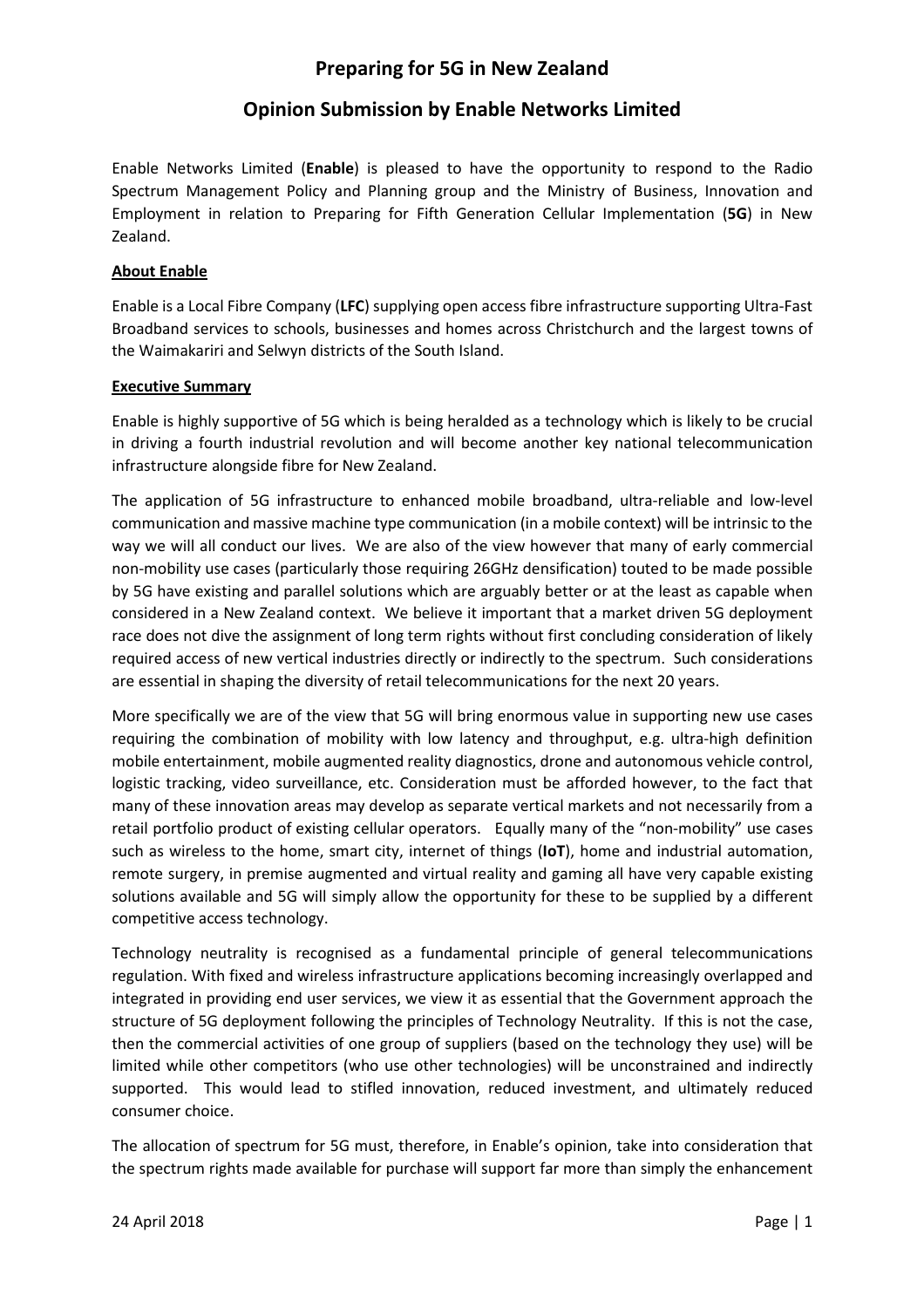# Preparing for 5G in New Zealand

## Opinion Submission by Enable Networks Limited

Enable Networks Limited (**Enable**) is pleased to have the opportunity to respond to the Radio Spectrum Management Policy and Planning group and the Ministry of Business, Innovation and Employment in relation to Preparing for Fifth Generation Cellular Implementation (**5G**) in New Zealand.

### About Enable

Enable is a Local Fibre Company (**LFC**) supplying open access fibre infrastructure supporting Ultra-Fast Broadband services to schools, businesses and homes across Christchurch and the largest towns of the Waimakariri and Selwyn districts of the South Island.

### Executive Summary

Enable is highly supportive of 5G which is being heralded as a technology which is likely to be crucial in driving a fourth industrial revolution and will become another key national telecommunication infrastructure alongside fibre for New Zealand.

The application of 5G infrastructure to enhanced mobile broadband, ultra-reliable and low-level communication and massive machine type communication (in a mobile context) will be intrinsic to the way we will all conduct our lives. We are also of the view however that many of early commercial non-mobility use cases (particularly those requiring 26GHz densification) touted to be made possible by 5G have existing and parallel solutions which are arguably better or at the least as capable when considered in a New Zealand context. We believe it important that a market driven 5G deployment race does not dive the assignment of long term rights without first concluding consideration of likely required access of new vertical industries directly or indirectly to the spectrum. Such considerations are essential in shaping the diversity of retail telecommunications for the next 20 years.

More specifically we are of the view that 5G will bring enormous value in supporting new use cases requiring the combination of mobility with low latency and throughput, e.g. ultra-high definition mobile entertainment, mobile augmented reality diagnostics, drone and autonomous vehicle control, logistic tracking, video surveillance, etc. Consideration must be afforded however, to the fact that many of these innovation areas may develop as separate vertical markets and not necessarily from a retail portfolio product of existing cellular operators. Equally many of the "non-mobility" use cases such as wireless to the home, smart city, internet of things (**IoT**), home and industrial automation, remote surgery, in premise augmented and virtual reality and gaming all have very capable existing solutions available and 5G will simply allow the opportunity for these to be supplied by a different competitive access technology.

Technology neutrality is recognised as a fundamental principle of general telecommunications regulation. With fixed and wireless infrastructure applications becoming increasingly overlapped and integrated in providing end user services, we view it as essential that the Government approach the structure of 5G deployment following the principles of Technology Neutrality. If this is not the case, then the commercial activities of one group of suppliers (based on the technology they use) will be limited while other competitors (who use other technologies) will be unconstrained and indirectly supported. This would lead to stifled innovation, reduced investment, and ultimately reduced consumer choice.

The allocation of spectrum for 5G must, therefore, in Enable's opinion, take into consideration that the spectrum rights made available for purchase will support far more than simply the enhancement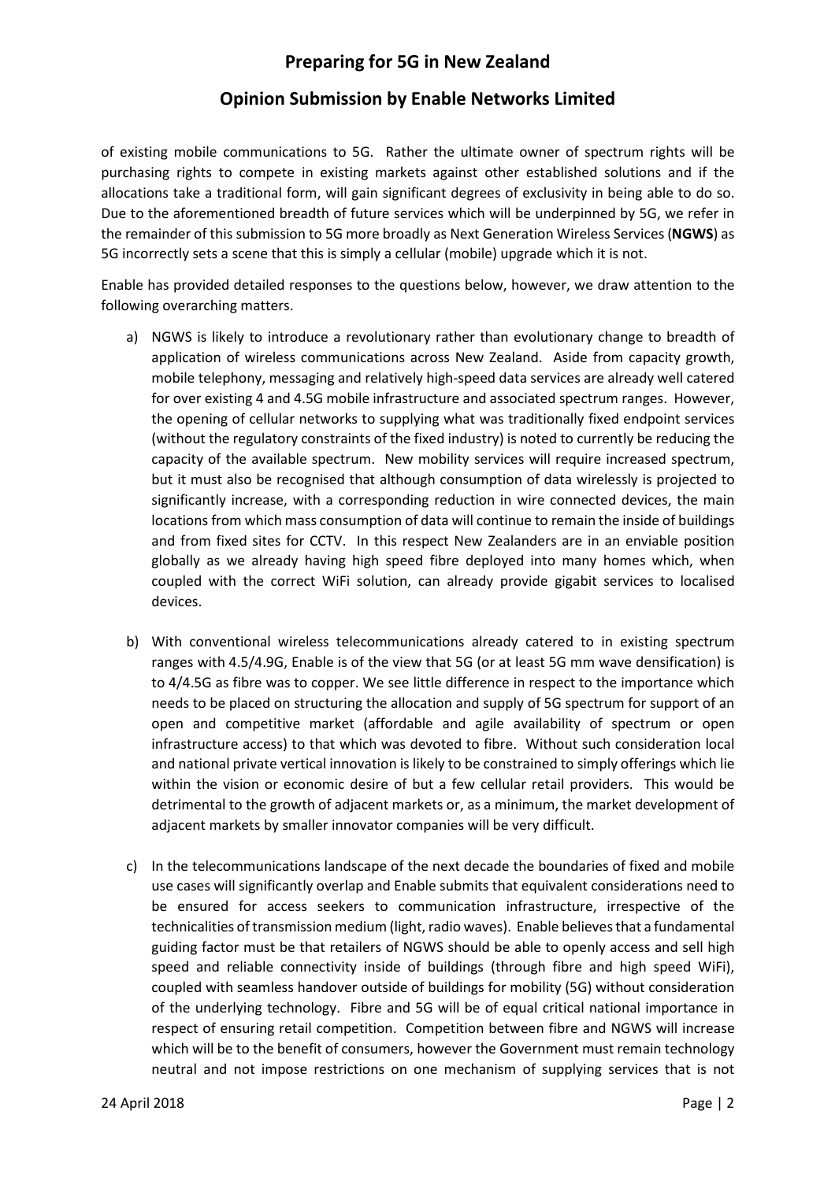of existing mobile communications to 5G. Rather the ultimate owner of spectrum rights will be purchasing rights to compete in existing markets against other established solutions and if the allocations take a traditional form, will gain significant degrees of exclusivity in being able to do so. Due to the aforementioned breadth of future services which will be underpinned by 5G, we refer in the remainder of this submission to 5G more broadly as Next Generation Wireless Services (**NGWS**) as 5G incorrectly sets a scene that this is simply a cellular (mobile) upgrade which it is not.

Enable has provided detailed responses to the questions below, however, we draw attention to the following overarching matters.

a) NGWS is likely to introduce a revolutionary rather than evolutionary change to breadth of application of wireless communications across New Zealand. Aside from capacity growth, mobile telephony, messaging and relatively high-speed data services are already well catered for over existing 4 and 4.5G mobile infrastructure and associated spectrum ranges. However, the opening of cellular networks to supplying what was traditionally fixed endpoint services (without the regulatory constraints of the fixed industry) is noted to currently be reducing the capacity of the available spectrum. New mobility services will require increased spectrum, but it must also be recognised that although consumption of data wirelessly is projected to significantly increase, with a corresponding reduction in wire connected devices, the main locations from which mass consumption of data will continue to remain the inside of buildings and from fixed sites for CCTV. In this respect New Zealanders are in an enviable position globally as we already having high speed fibre deployed into many homes which, when coupled with the correct WiFi solution, can already provide gigabit services to localised devices.

b) With conventional wireless telecommunications already catered to in existing spectrum ranges with 4.5/4.9G, Enable is of the view that 5G (or at least 5G mm wave densification) is to 4/4.5G as fibre was to copper. We see little difference in respect to the importance which needs to be placed on structuring the allocation and supply of 5G spectrum for support of an open and competitive market (affordable and agile availability of spectrum or open infrastructure access) to that which was devoted to fibre. Without such consideration local and national private vertical innovation is likely to be constrained to simply offerings which lie within the vision or economic desire of but a few cellular retail providers. This would be detrimental to the growth of adjacent markets or, as a minimum, the market development of adjacent markets by smaller innovator companies will be very difficult.

c) In the telecommunications landscape of the next decade the boundaries of fixed and mobile use cases will significantly overlap and Enable submits that equivalent considerations need to be ensured for access seekers to communication infrastructure, irrespective of the technicalities of transmission medium (light, radio waves). Enable believes that a fundamental guiding factor must be that retailers of NGWS should be able to openly access and sell high speed and reliable connectivity inside of buildings (through fibre and high speed WiFi), coupled with seamless handover outside of buildings for mobility (5G) without consideration of the underlying technology. Fibre and 5G will be of equal critical national importance in respect of ensuring retail competition. Competition between fibre and NGWS will increase which will be to the benefit of consumers, however the Government must remain technology neutral and not impose restrictions on one mechanism of supplying services that is not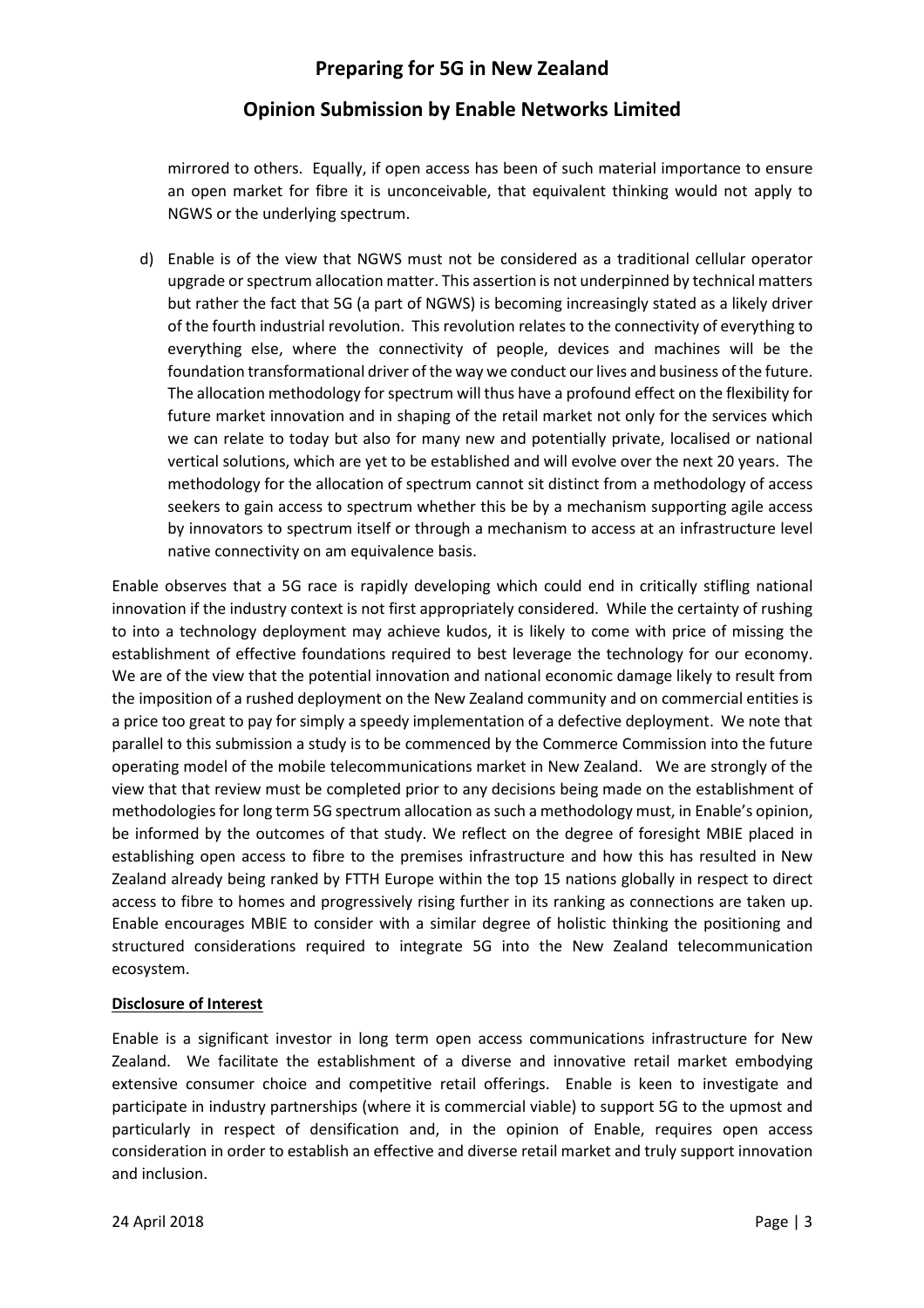mirrored to others. Equally, if open access has been of such material importance to ensure an open market for fibre it is unconceivable, that equivalent thinking would not apply to NGWS or the underlying spectrum.

d) Enable is of the view that NGWS must not be considered as a traditional cellular operator upgrade or spectrum allocation matter. This assertion is not underpinned by technical matters but rather the fact that 5G (a part of NGWS) is becoming increasingly stated as a likely driver of the fourth industrial revolution. This revolution relates to the connectivity of everything to everything else, where the connectivity of people, devices and machines will be the foundation transformational driver of the way we conduct our lives and business of the future. The allocation methodology for spectrum will thus have a profound effect on the flexibility for future market innovation and in shaping of the retail market not only for the services which we can relate to today but also for many new and potentially private, localised or national vertical solutions, which are yet to be established and will evolve over the next 20 years. The methodology for the allocation of spectrum cannot sit distinct from a methodology of access seekers to gain access to spectrum whether this be by a mechanism supporting agile access by innovators to spectrum itself or through a mechanism to access at an infrastructure level native connectivity on am equivalence basis.

Enable observes that a 5G race is rapidly developing which could end in critically stifling national innovation if the industry context is not first appropriately considered. While the certainty of rushing to into a technology deployment may achieve kudos, it is likely to come with price of missing the establishment of effective foundations required to best leverage the technology for our economy. We are of the view that the potential innovation and national economic damage likely to result from the imposition of a rushed deployment on the New Zealand community and on commercial entities is a price too great to pay for simply a speedy implementation of a defective deployment. We note that parallel to this submission a study is to be commenced by the Commerce Commission into the future operating model of the mobile telecommunications market in New Zealand. We are strongly of the view that that review must be completed prior to any decisions being made on the establishment of methodologies for long term 5G spectrum allocation as such a methodology must, in Enable's opinion, be informed by the outcomes of that study. We reflect on the degree of foresight MBIE placed in establishing open access to fibre to the premises infrastructure and how this has resulted in New Zealand already being ranked by FTTH Europe within the top 15 nations globally in respect to direct access to fibre to homes and progressively rising further in its ranking as connections are taken up. Enable encourages MBIE to consider with a similar degree of holistic thinking the positioning and structured considerations required to integrate 5G into the New Zealand telecommunication ecosystem.

**Disclosure of Interest**

Enable is a significant investor in long term open access communications infrastructure for New Zealand. We facilitate the establishment of a diverse and innovative retail market embodying extensive consumer choice and competitive retail offerings. Enable is keen to investigate and participate in industry partnerships (where it is commercial viable) to support 5G to the upmost and particularly in respect of densification and, in the opinion of Enable, requires open access consideration in order to establish an effective and diverse retail market and truly support innovation and inclusion.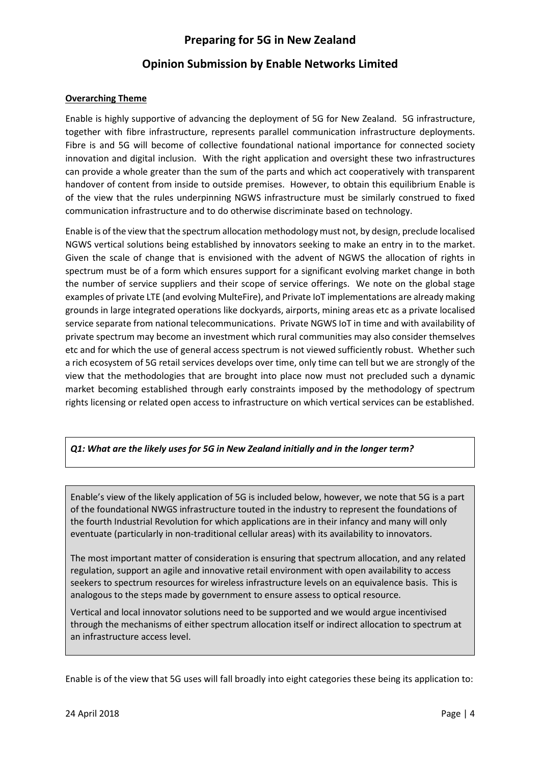# Preparing for 5G in New Zealand

## Opinion Submission by Enable Networks Limited

**Overarching Theme**

Enable is highly supportive of advancing the deployment of 5G for New Zealand. 5G infrastructure, together with fibre infrastructure, represents parallel communication infrastructure deployments. Fibre is and 5G will become of collective foundational national importance for connected society innovation and digital inclusion. With the right application and oversight these two infrastructures can provide a whole greater than the sum of the parts and which act cooperatively with transparent handover of content from inside to outside premises. However, to obtain this equilibrium Enable is of the view that the rules underpinning NGWS infrastructure must be similarly construed to fixed communication infrastructure and to do otherwise discriminate based on technology.

Enable is of the view that the spectrum allocation methodology must not, by design, preclude localised NGWS vertical solutions being established by innovators seeking to make an entry in to the market. Given the scale of change that is envisioned with the advent of NGWS the allocation of rights in spectrum must be of a form which ensures support for a significant evolving market change in both the number of service suppliers and their scope of service offerings. We note on the global stage examples of private LTE (and evolving MulteFire), and Private IoT implementations are already making grounds in large integrated operations like dockyards, airports, mining areas etc as a private localised service separate from national telecommunications. Private NGWS IoT in time and with availability of private spectrum may become an investment which rural communities may also consider themselves etc and for which the use of general access spectrum is not viewed sufficiently robust. Whether such a rich ecosystem of 5G retail services develops over time, only time can tell but we are strongly of the view that the methodologies that are brought into place now must not precluded such a dynamic market becoming established through early constraints imposed by the methodology of spectrum rights licensing or related open access to infrastructure on which vertical services can be established.

***Q1: What are the likely uses for 5G in New Zealand initially and in the longer term?***

Enable's view of the likely application of 5G is included below, however, we note that 5G is a part of the foundational NWGS infrastructure touted in the industry to represent the foundations of the fourth Industrial Revolution for which applications are in their infancy and many will only eventuate (particularly in non-traditional cellular areas) with its availability to innovators.

The most important matter of consideration is ensuring that spectrum allocation, and any related regulation, support an agile and innovative retail environment with open availability to access seekers to spectrum resources for wireless infrastructure levels on an equivalence basis. This is analogous to the steps made by government to ensure assess to optical resource.

Vertical and local innovator solutions need to be supported and we would argue incentivised through the mechanisms of either spectrum allocation itself or indirect allocation to spectrum at an infrastructure access level.

Enable is of the view that 5G uses will fall broadly into eight categories these being its application to: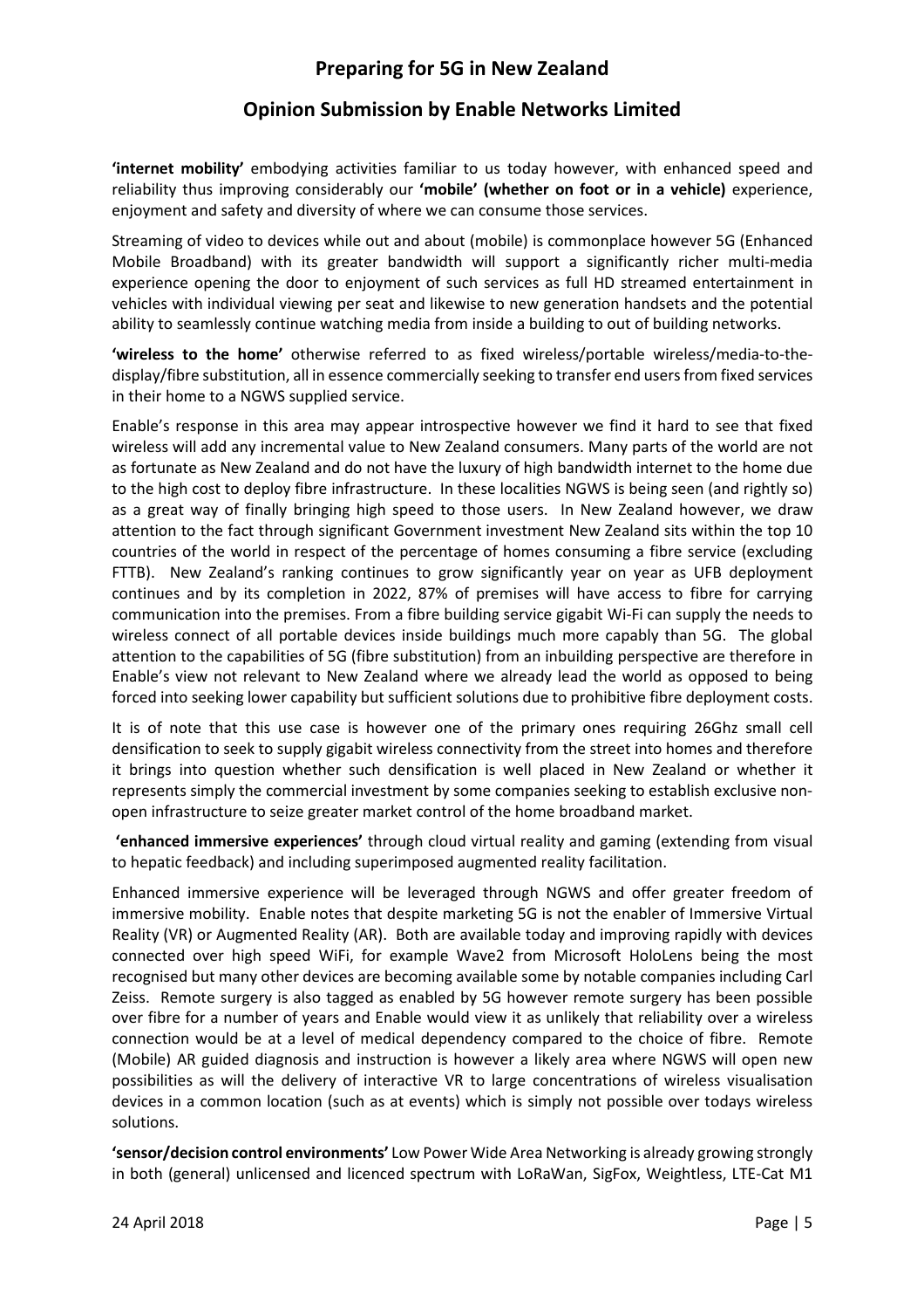**'internet mobility'** embodying activities familiar to us today however, with enhanced speed and reliability thus improving considerably our **'mobile' (whether on foot or in a vehicle)** experience, enjoyment and safety and diversity of where we can consume those services.

Streaming of video to devices while out and about (mobile) is commonplace however 5G (Enhanced Mobile Broadband) with its greater bandwidth will support a significantly richer multi-media experience opening the door to enjoyment of such services as full HD streamed entertainment in vehicles with individual viewing per seat and likewise to new generation handsets and the potential ability to seamlessly continue watching media from inside a building to out of building networks.

**'wireless to the home'** otherwise referred to as fixed wireless/portable wireless/media-to-the-display/fibre substitution, all in essence commercially seeking to transfer end users from fixed services in their home to a NGWS supplied service.

Enable's response in this area may appear introspective however we find it hard to see that fixed wireless will add any incremental value to New Zealand consumers. Many parts of the world are not as fortunate as New Zealand and do not have the luxury of high bandwidth internet to the home due to the high cost to deploy fibre infrastructure. In these localities NGWS is being seen (and rightly so) as a great way of finally bringing high speed to those users. In New Zealand however, we draw attention to the fact through significant Government investment New Zealand sits within the top 10 countries of the world in respect of the percentage of homes consuming a fibre service (excluding FTTB). New Zealand's ranking continues to grow significantly year on year as UFB deployment continues and by its completion in 2022, 87% of premises will have access to fibre for carrying communication into the premises. From a fibre building service gigabit Wi-Fi can supply the needs to wireless connect of all portable devices inside buildings much more capably than 5G. The global attention to the capabilities of 5G (fibre substitution) from an inbuilding perspective are therefore in Enable's view not relevant to New Zealand where we already lead the world as opposed to being forced into seeking lower capability but sufficient solutions due to prohibitive fibre deployment costs.

It is of note that this use case is however one of the primary ones requiring 26Ghz small cell densification to seek to supply gigabit wireless connectivity from the street into homes and therefore it brings into question whether such densification is well placed in New Zealand or whether it represents simply the commercial investment by some companies seeking to establish exclusive non-open infrastructure to seize greater market control of the home broadband market.

**'enhanced immersive experiences'** through cloud virtual reality and gaming (extending from visual to hepatic feedback) and including superimposed augmented reality facilitation.

Enhanced immersive experience will be leveraged through NGWS and offer greater freedom of immersive mobility. Enable notes that despite marketing 5G is not the enabler of Immersive Virtual Reality (VR) or Augmented Reality (AR). Both are available today and improving rapidly with devices connected over high speed WiFi, for example Wave2 from Microsoft HoloLens being the most recognised but many other devices are becoming available some by notable companies including Carl Zeiss. Remote surgery is also tagged as enabled by 5G however remote surgery has been possible over fibre for a number of years and Enable would view it as unlikely that reliability over a wireless connection would be at a level of medical dependency compared to the choice of fibre. Remote (Mobile) AR guided diagnosis and instruction is however a likely area where NGWS will open new possibilities as will the delivery of interactive VR to large concentrations of wireless visualisation devices in a common location (such as at events) which is simply not possible over todays wireless solutions.

**'sensor/decision control environments'** Low Power Wide Area Networking is already growing strongly in both (general) unlicensed and licenced spectrum with LoRaWan, SigFox, Weightless, LTE-Cat M1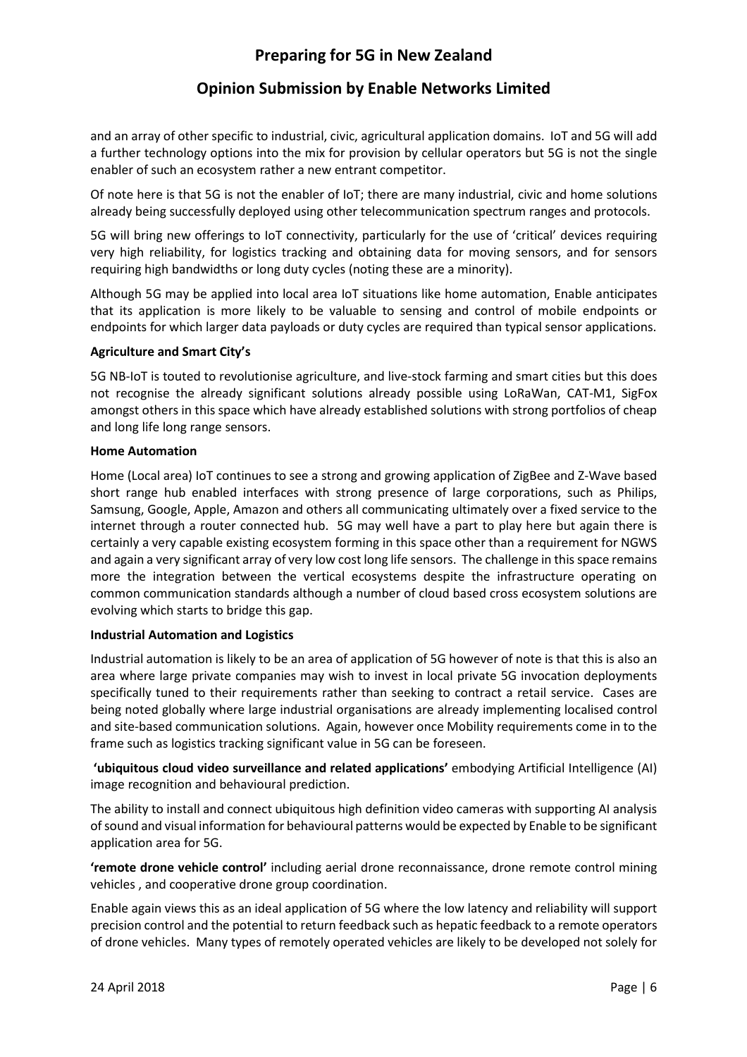and an array of other specific to industrial, civic, agricultural application domains. IoT and 5G will add a further technology options into the mix for provision by cellular operators but 5G is not the single enabler of such an ecosystem rather a new entrant competitor.

Of note here is that 5G is not the enabler of IoT; there are many industrial, civic and home solutions already being successfully deployed using other telecommunication spectrum ranges and protocols.

5G will bring new offerings to IoT connectivity, particularly for the use of 'critical' devices requiring very high reliability, for logistics tracking and obtaining data for moving sensors, and for sensors requiring high bandwidths or long duty cycles (noting these are a minority).

Although 5G may be applied into local area IoT situations like home automation, Enable anticipates that its application is more likely to be valuable to sensing and control of mobile endpoints or endpoints for which larger data payloads or duty cycles are required than typical sensor applications.

**Agriculture and Smart City's**

5G NB-IoT is touted to revolutionise agriculture, and live-stock farming and smart cities but this does not recognise the already significant solutions already possible using LoRaWan, CAT-M1, SigFox amongst others in this space which have already established solutions with strong portfolios of cheap and long life long range sensors.

**Home Automation**

Home (Local area) IoT continues to see a strong and growing application of ZigBee and Z-Wave based short range hub enabled interfaces with strong presence of large corporations, such as Philips, Samsung, Google, Apple, Amazon and others all communicating ultimately over a fixed service to the internet through a router connected hub. 5G may well have a part to play here but again there is certainly a very capable existing ecosystem forming in this space other than a requirement for NGWS and again a very significant array of very low cost long life sensors. The challenge in this space remains more the integration between the vertical ecosystems despite the infrastructure operating on common communication standards although a number of cloud based cross ecosystem solutions are evolving which starts to bridge this gap.

**Industrial Automation and Logistics**

Industrial automation is likely to be an area of application of 5G however of note is that this is also an area where large private companies may wish to invest in local private 5G invocation deployments specifically tuned to their requirements rather than seeking to contract a retail service. Cases are being noted globally where large industrial organisations are already implementing localised control and site-based communication solutions. Again, however once Mobility requirements come in to the frame such as logistics tracking significant value in 5G can be foreseen.

**'ubiquitous cloud video surveillance and related applications'** embodying Artificial Intelligence (AI) image recognition and behavioural prediction.

The ability to install and connect ubiquitous high definition video cameras with supporting AI analysis of sound and visual information for behavioural patterns would be expected by Enable to be significant application area for 5G.

**'remote drone vehicle control'** including aerial drone reconnaissance, drone remote control mining vehicles , and cooperative drone group coordination.

Enable again views this as an ideal application of 5G where the low latency and reliability will support precision control and the potential to return feedback such as hepatic feedback to a remote operators of drone vehicles. Many types of remotely operated vehicles are likely to be developed not solely for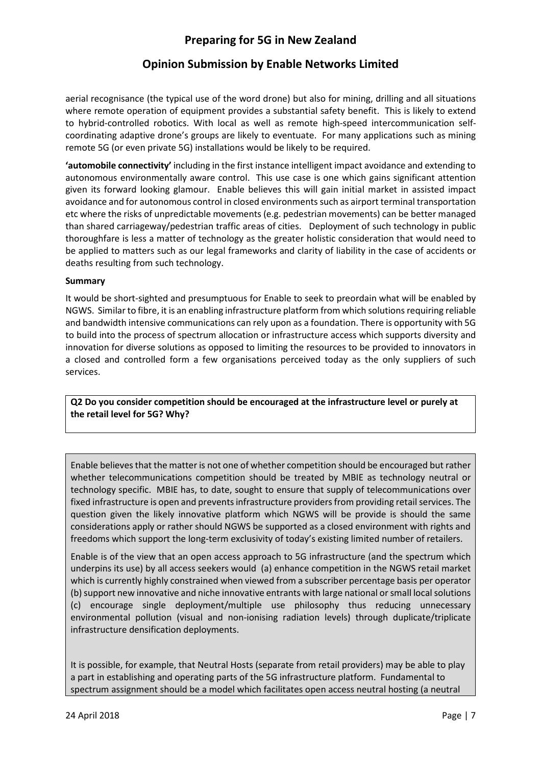aerial recognisance (the typical use of the word drone) but also for mining, drilling and all situations where remote operation of equipment provides a substantial safety benefit. This is likely to extend to hybrid-controlled robotics. With local as well as remote high-speed intercommunication self-coordinating adaptive drone's groups are likely to eventuate. For many applications such as mining remote 5G (or even private 5G) installations would be likely to be required.

**'automobile connectivity'** including in the first instance intelligent impact avoidance and extending to autonomous environmentally aware control. This use case is one which gains significant attention given its forward looking glamour. Enable believes this will gain initial market in assisted impact avoidance and for autonomous control in closed environments such as airport terminal transportation etc where the risks of unpredictable movements (e.g. pedestrian movements) can be better managed than shared carriageway/pedestrian traffic areas of cities. Deployment of such technology in public thoroughfare is less a matter of technology as the greater holistic consideration that would need to be applied to matters such as our legal frameworks and clarity of liability in the case of accidents or deaths resulting from such technology.

**Summary**

It would be short-sighted and presumptuous for Enable to seek to preordain what will be enabled by NGWS. Similar to fibre, it is an enabling infrastructure platform from which solutions requiring reliable and bandwidth intensive communications can rely upon as a foundation. There is opportunity with 5G to build into the process of spectrum allocation or infrastructure access which supports diversity and innovation for diverse solutions as opposed to limiting the resources to be provided to innovators in a closed and controlled form a few organisations perceived today as the only suppliers of such services.

**Q2 Do you consider competition should be encouraged at the infrastructure level or purely at the retail level for 5G? Why?**

Enable believes that the matter is not one of whether competition should be encouraged but rather whether telecommunications competition should be treated by MBIE as technology neutral or technology specific. MBIE has, to date, sought to ensure that supply of telecommunications over fixed infrastructure is open and prevents infrastructure providers from providing retail services. The question given the likely innovative platform which NGWS will be provide is should the same considerations apply or rather should NGWS be supported as a closed environment with rights and freedoms which support the long-term exclusivity of today's existing limited number of retailers.

Enable is of the view that an open access approach to 5G infrastructure (and the spectrum which underpins its use) by all access seekers would (a) enhance competition in the NGWS retail market which is currently highly constrained when viewed from a subscriber percentage basis per operator (b) support new innovative and niche innovative entrants with large national or small local solutions (c) encourage single deployment/multiple use philosophy thus reducing unnecessary environmental pollution (visual and non-ionising radiation levels) through duplicate/triplicate infrastructure densification deployments.

It is possible, for example, that Neutral Hosts (separate from retail providers) may be able to play a part in establishing and operating parts of the 5G infrastructure platform. Fundamental to spectrum assignment should be a model which facilitates open access neutral hosting (a neutral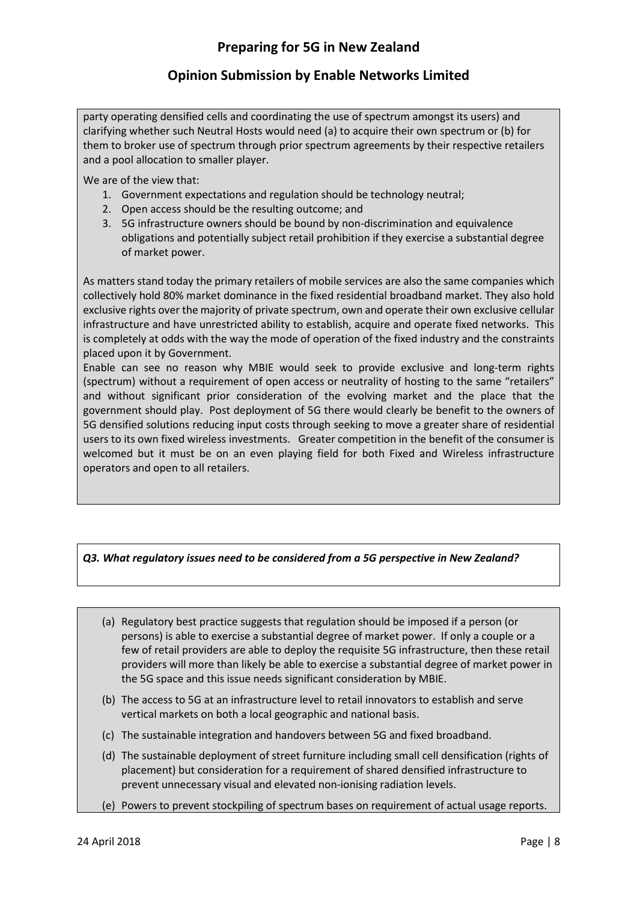party operating densified cells and coordinating the use of spectrum amongst its users) and clarifying whether such Neutral Hosts would need (a) to acquire their own spectrum or (b) for them to broker use of spectrum through prior spectrum agreements by their respective retailers and a pool allocation to smaller player.

We are of the view that:

1. Government expectations and regulation should be technology neutral;
2. Open access should be the resulting outcome; and
3. 5G infrastructure owners should be bound by non-discrimination and equivalence obligations and potentially subject retail prohibition if they exercise a substantial degree of market power.

As matters stand today the primary retailers of mobile services are also the same companies which collectively hold 80% market dominance in the fixed residential broadband market. They also hold exclusive rights over the majority of private spectrum, own and operate their own exclusive cellular infrastructure and have unrestricted ability to establish, acquire and operate fixed networks. This is completely at odds with the way the mode of operation of the fixed industry and the constraints placed upon it by Government.

Enable can see no reason why MBIE would seek to provide exclusive and long-term rights (spectrum) without a requirement of open access or neutrality of hosting to the same "retailers" and without significant prior consideration of the evolving market and the place that the government should play. Post deployment of 5G there would clearly be benefit to the owners of 5G densified solutions reducing input costs through seeking to move a greater share of residential users to its own fixed wireless investments. Greater competition in the benefit of the consumer is welcomed but it must be on an even playing field for both Fixed and Wireless infrastructure operators and open to all retailers.

***Q3. What regulatory issues need to be considered from a 5G perspective in New Zealand?***

(a) Regulatory best practice suggests that regulation should be imposed if a person (or persons) is able to exercise a substantial degree of market power. If only a couple or a few of retail providers are able to deploy the requisite 5G infrastructure, then these retail providers will more than likely be able to exercise a substantial degree of market power in the 5G space and this issue needs significant consideration by MBIE.

(b) The access to 5G at an infrastructure level to retail innovators to establish and serve vertical markets on both a local geographic and national basis.

(c) The sustainable integration and handovers between 5G and fixed broadband.

(d) The sustainable deployment of street furniture including small cell densification (rights of placement) but consideration for a requirement of shared densified infrastructure to prevent unnecessary visual and elevated non-ionising radiation levels.

(e) Powers to prevent stockpiling of spectrum bases on requirement of actual usage reports.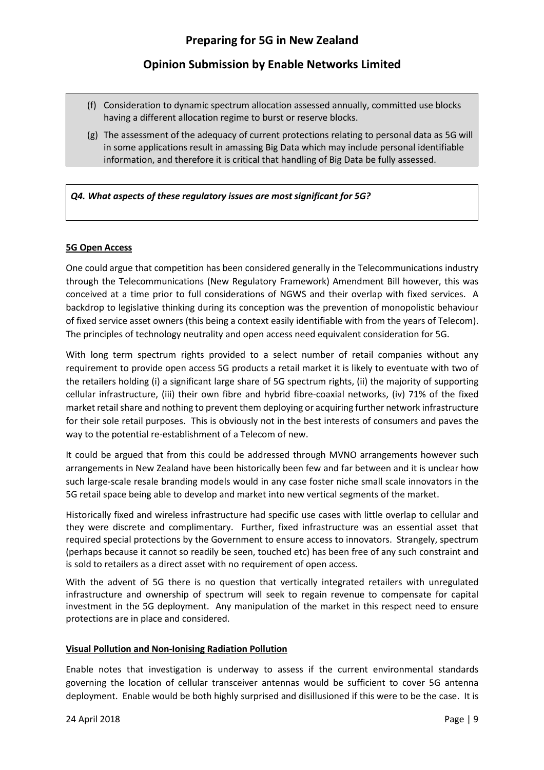(f) Consideration to dynamic spectrum allocation assessed annually, committed use blocks having a different allocation regime to burst or reserve blocks.

(g) The assessment of the adequacy of current protections relating to personal data as 5G will in some applications result in amassing Big Data which may include personal identifiable information, and therefore it is critical that handling of Big Data be fully assessed.

***Q4. What aspects of these regulatory issues are most significant for 5G?***

**5G Open Access**

One could argue that competition has been considered generally in the Telecommunications industry through the Telecommunications (New Regulatory Framework) Amendment Bill however, this was conceived at a time prior to full considerations of NGWS and their overlap with fixed services. A backdrop to legislative thinking during its conception was the prevention of monopolistic behaviour of fixed service asset owners (this being a context easily identifiable with from the years of Telecom). The principles of technology neutrality and open access need equivalent consideration for 5G.

With long term spectrum rights provided to a select number of retail companies without any requirement to provide open access 5G products a retail market it is likely to eventuate with two of the retailers holding (i) a significant large share of 5G spectrum rights, (ii) the majority of supporting cellular infrastructure, (iii) their own fibre and hybrid fibre-coaxial networks, (iv) 71% of the fixed market retail share and nothing to prevent them deploying or acquiring further network infrastructure for their sole retail purposes. This is obviously not in the best interests of consumers and paves the way to the potential re-establishment of a Telecom of new.

It could be argued that from this could be addressed through MVNO arrangements however such arrangements in New Zealand have been historically been few and far between and it is unclear how such large-scale resale branding models would in any case foster niche small scale innovators in the 5G retail space being able to develop and market into new vertical segments of the market.

Historically fixed and wireless infrastructure had specific use cases with little overlap to cellular and they were discrete and complimentary. Further, fixed infrastructure was an essential asset that required special protections by the Government to ensure access to innovators. Strangely, spectrum (perhaps because it cannot so readily be seen, touched etc) has been free of any such constraint and is sold to retailers as a direct asset with no requirement of open access.

With the advent of 5G there is no question that vertically integrated retailers with unregulated infrastructure and ownership of spectrum will seek to regain revenue to compensate for capital investment in the 5G deployment. Any manipulation of the market in this respect need to ensure protections are in place and considered.

**Visual Pollution and Non-Ionising Radiation Pollution**

Enable notes that investigation is underway to assess if the current environmental standards governing the location of cellular transceiver antennas would be sufficient to cover 5G antenna deployment. Enable would be both highly surprised and disillusioned if this were to be the case. It is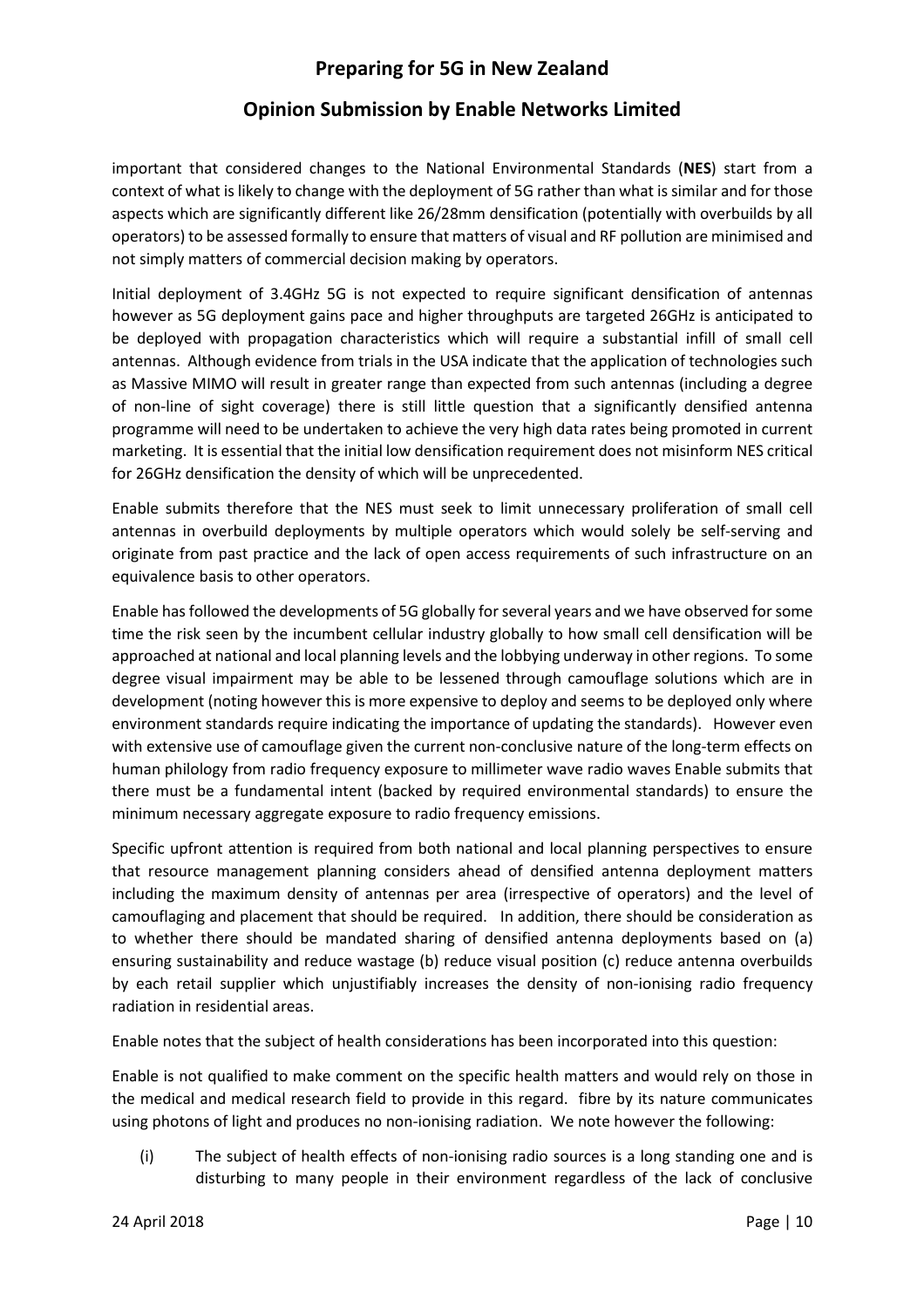important that considered changes to the National Environmental Standards (**NES**) start from a context of what is likely to change with the deployment of 5G rather than what is similar and for those aspects which are significantly different like 26/28mm densification (potentially with overbuilds by all operators) to be assessed formally to ensure that matters of visual and RF pollution are minimised and not simply matters of commercial decision making by operators.

Initial deployment of 3.4GHz 5G is not expected to require significant densification of antennas however as 5G deployment gains pace and higher throughputs are targeted 26GHz is anticipated to be deployed with propagation characteristics which will require a substantial infill of small cell antennas. Although evidence from trials in the USA indicate that the application of technologies such as Massive MIMO will result in greater range than expected from such antennas (including a degree of non-line of sight coverage) there is still little question that a significantly densified antenna programme will need to be undertaken to achieve the very high data rates being promoted in current marketing. It is essential that the initial low densification requirement does not misinform NES critical for 26GHz densification the density of which will be unprecedented.

Enable submits therefore that the NES must seek to limit unnecessary proliferation of small cell antennas in overbuild deployments by multiple operators which would solely be self-serving and originate from past practice and the lack of open access requirements of such infrastructure on an equivalence basis to other operators.

Enable has followed the developments of 5G globally for several years and we have observed for some time the risk seen by the incumbent cellular industry globally to how small cell densification will be approached at national and local planning levels and the lobbying underway in other regions. To some degree visual impairment may be able to be lessened through camouflage solutions which are in development (noting however this is more expensive to deploy and seems to be deployed only where environment standards require indicating the importance of updating the standards). However even with extensive use of camouflage given the current non-conclusive nature of the long-term effects on human philology from radio frequency exposure to millimeter wave radio waves Enable submits that there must be a fundamental intent (backed by required environmental standards) to ensure the minimum necessary aggregate exposure to radio frequency emissions.

Specific upfront attention is required from both national and local planning perspectives to ensure that resource management planning considers ahead of densified antenna deployment matters including the maximum density of antennas per area (irrespective of operators) and the level of camouflaging and placement that should be required. In addition, there should be consideration as to whether there should be mandated sharing of densified antenna deployments based on (a) ensuring sustainability and reduce wastage (b) reduce visual position (c) reduce antenna overbuilds by each retail supplier which unjustifiably increases the density of non-ionising radio frequency radiation in residential areas.

Enable notes that the subject of health considerations has been incorporated into this question:

Enable is not qualified to make comment on the specific health matters and would rely on those in the medical and medical research field to provide in this regard. fibre by its nature communicates using photons of light and produces no non-ionising radiation. We note however the following:

(i) The subject of health effects of non-ionising radio sources is a long standing one and is disturbing to many people in their environment regardless of the lack of conclusive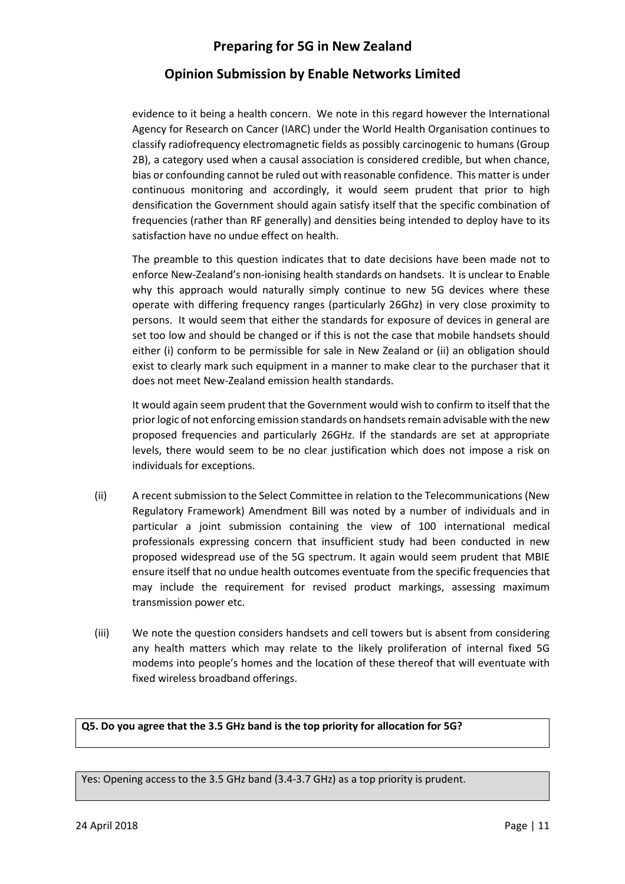evidence to it being a health concern. We note in this regard however the International Agency for Research on Cancer (IARC) under the World Health Organisation continues to classify radiofrequency electromagnetic fields as possibly carcinogenic to humans (Group 2B), a category used when a causal association is considered credible, but when chance, bias or confounding cannot be ruled out with reasonable confidence. This matter is under continuous monitoring and accordingly, it would seem prudent that prior to high densification the Government should again satisfy itself that the specific combination of frequencies (rather than RF generally) and densities being intended to deploy have to its satisfaction have no undue effect on health.

The preamble to this question indicates that to date decisions have been made not to enforce New-Zealand's non-ionising health standards on handsets. It is unclear to Enable why this approach would naturally simply continue to new 5G devices where these operate with differing frequency ranges (particularly 26Ghz) in very close proximity to persons. It would seem that either the standards for exposure of devices in general are set too low and should be changed or if this is not the case that mobile handsets should either (i) conform to be permissible for sale in New Zealand or (ii) an obligation should exist to clearly mark such equipment in a manner to make clear to the purchaser that it does not meet New-Zealand emission health standards.

It would again seem prudent that the Government would wish to confirm to itself that the prior logic of not enforcing emission standards on handsets remain advisable with the new proposed frequencies and particularly 26GHz. If the standards are set at appropriate levels, there would seem to be no clear justification which does not impose a risk on individuals for exceptions.

(ii) A recent submission to the Select Committee in relation to the Telecommunications (New Regulatory Framework) Amendment Bill was noted by a number of individuals and in particular a joint submission containing the view of 100 international medical professionals expressing concern that insufficient study had been conducted in new proposed widespread use of the 5G spectrum. It again would seem prudent that MBIE ensure itself that no undue health outcomes eventuate from the specific frequencies that may include the requirement for revised product markings, assessing maximum transmission power etc.

(iii) We note the question considers handsets and cell towers but is absent from considering any health matters which may relate to the likely proliferation of internal fixed 5G modems into people's homes and the location of these thereof that will eventuate with fixed wireless broadband offerings.

**Q5. Do you agree that the 3.5 GHz band is the top priority for allocation for 5G?**

Yes: Opening access to the 3.5 GHz band (3.4-3.7 GHz) as a top priority is prudent.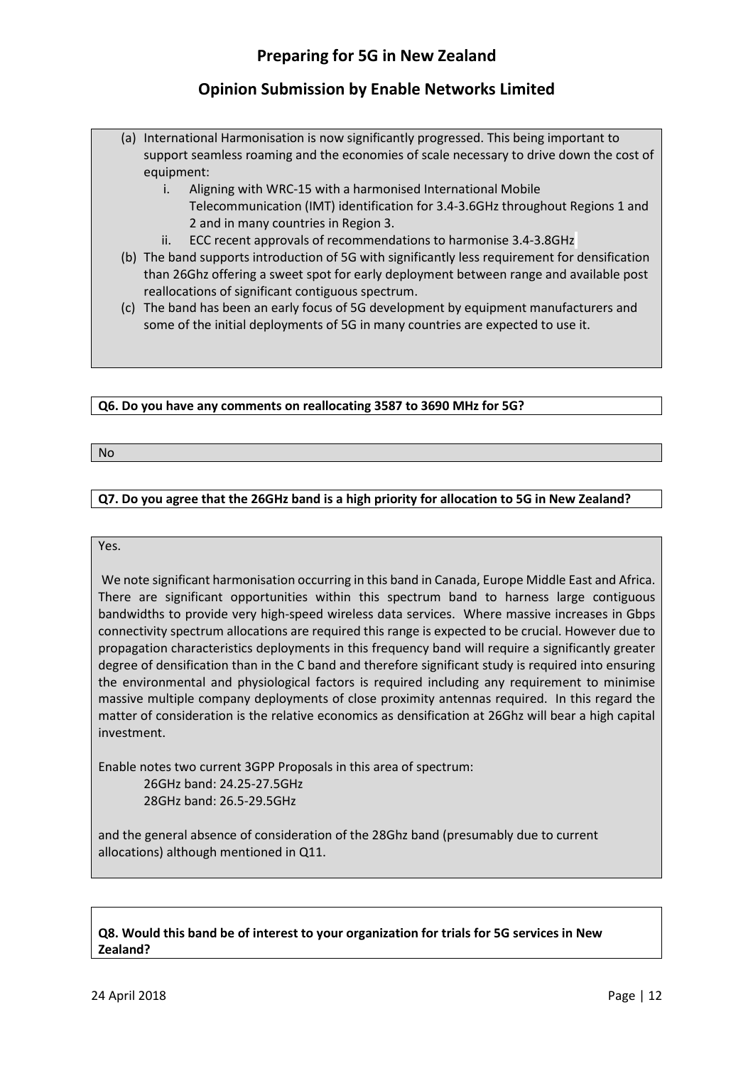# Preparing for 5G in New Zealand

## Opinion Submission by Enable Networks Limited

(a) International Harmonisation is now significantly progressed. This being important to support seamless roaming and the economies of scale necessary to drive down the cost of equipment:
   i. Aligning with WRC-15 with a harmonised International Mobile Telecommunication (IMT) identification for 3.4-3.6GHz throughout Regions 1 and 2 and in many countries in Region 3.
   ii. ECC recent approvals of recommendations to harmonise 3.4-3.8GHz

(b) The band supports introduction of 5G with significantly less requirement for densification than 26Ghz offering a sweet spot for early deployment between range and available post reallocations of significant contiguous spectrum.

(c) The band has been an early focus of 5G development by equipment manufacturers and some of the initial deployments of 5G in many countries are expected to use it.

**Q6. Do you have any comments on reallocating 3587 to 3690 MHz for 5G?**

No

**Q7. Do you agree that the 26GHz band is a high priority for allocation to 5G in New Zealand?**

Yes.

We note significant harmonisation occurring in this band in Canada, Europe Middle East and Africa. There are significant opportunities within this spectrum band to harness large contiguous bandwidths to provide very high-speed wireless data services. Where massive increases in Gbps connectivity spectrum allocations are required this range is expected to be crucial. However due to propagation characteristics deployments in this frequency band will require a significantly greater degree of densification than in the C band and therefore significant study is required into ensuring the environmental and physiological factors is required including any requirement to minimise massive multiple company deployments of close proximity antennas required. In this regard the matter of consideration is the relative economics as densification at 26Ghz will bear a high capital investment.

Enable notes two current 3GPP Proposals in this area of spectrum:

26GHz band: 24.25-27.5GHz
28GHz band: 26.5-29.5GHz

and the general absence of consideration of the 28Ghz band (presumably due to current allocations) although mentioned in Q11.

**Q8. Would this band be of interest to your organization for trials for 5G services in New Zealand?**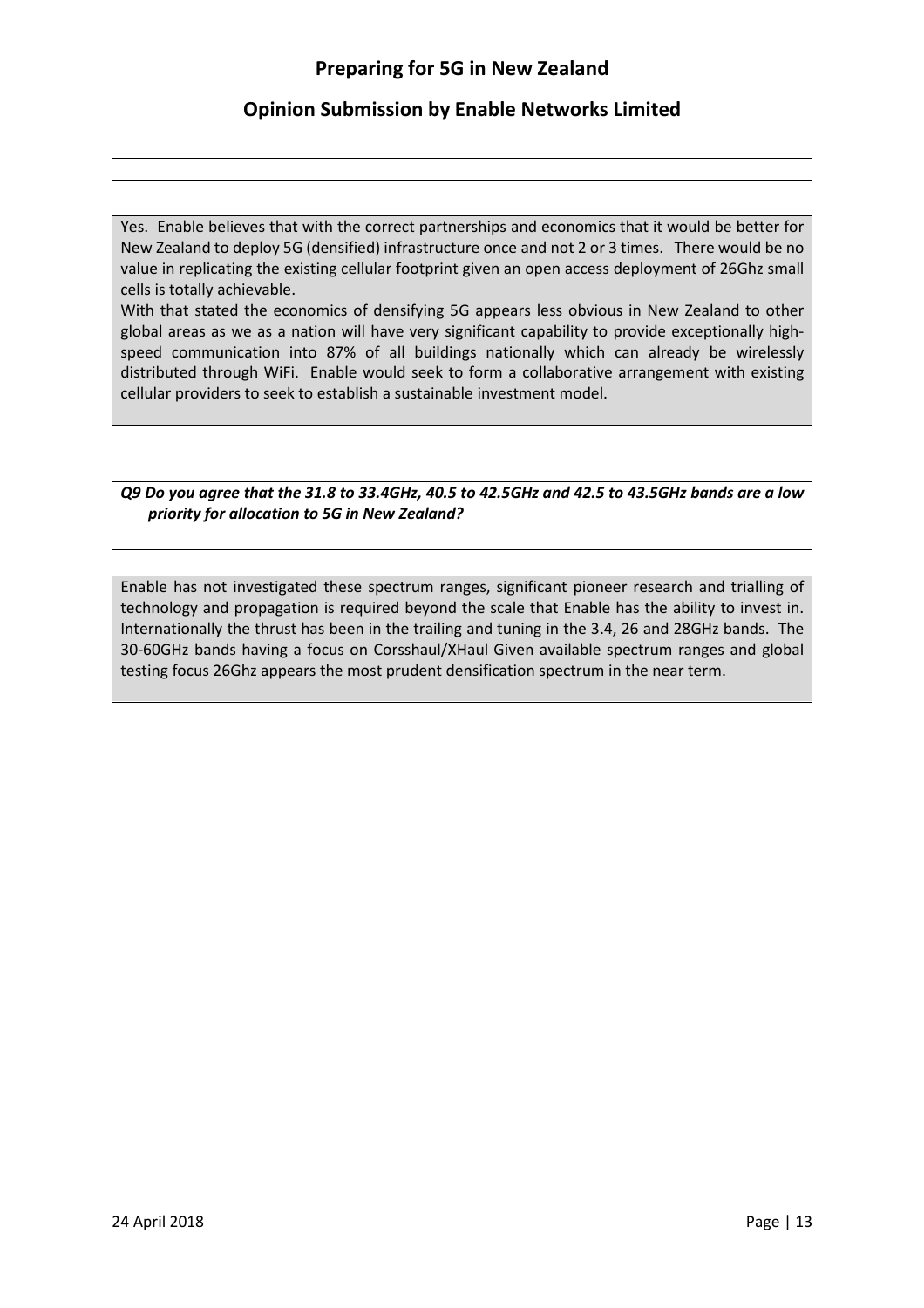Yes. Enable believes that with the correct partnerships and economics that it would be better for New Zealand to deploy 5G (densified) infrastructure once and not 2 or 3 times. There would be no value in replicating the existing cellular footprint given an open access deployment of 26Ghz small cells is totally achievable.

With that stated the economics of densifying 5G appears less obvious in New Zealand to other global areas as we as a nation will have very significant capability to provide exceptionally high-speed communication into 87% of all buildings nationally which can already be wirelessly distributed through WiFi. Enable would seek to form a collaborative arrangement with existing cellular providers to seek to establish a sustainable investment model.

***Q9 Do you agree that the 31.8 to 33.4GHz, 40.5 to 42.5GHz and 42.5 to 43.5GHz bands are a low priority for allocation to 5G in New Zealand?***

Enable has not investigated these spectrum ranges, significant pioneer research and trialling of technology and propagation is required beyond the scale that Enable has the ability to invest in. Internationally the thrust has been in the trailing and tuning in the 3.4, 26 and 28GHz bands. The 30-60GHz bands having a focus on Corsshaul/XHaul Given available spectrum ranges and global testing focus 26Ghz appears the most prudent densification spectrum in the near term.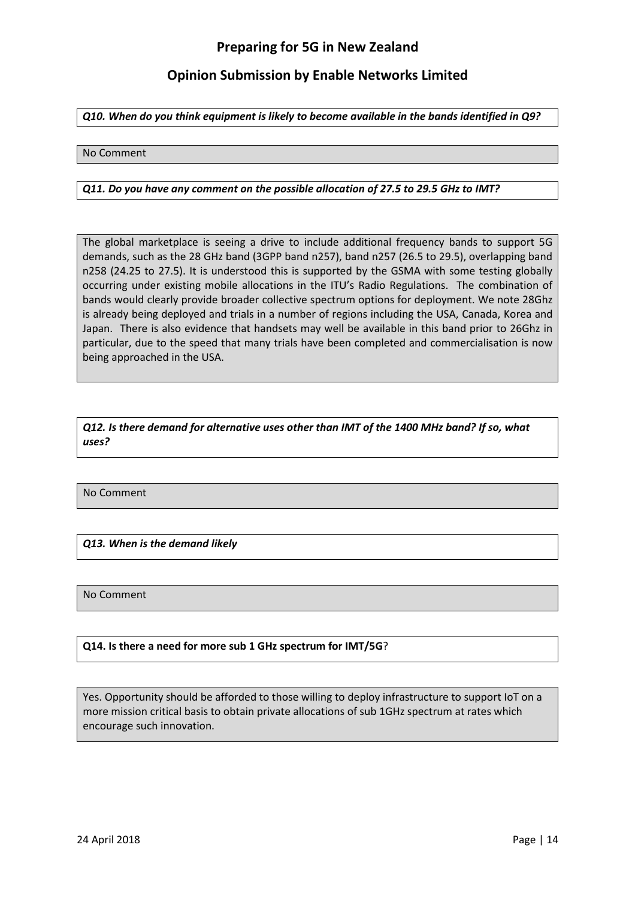*Q10. When do you think equipment is likely to become available in the bands identified in Q9?*

No Comment

*Q11. Do you have any comment on the possible allocation of 27.5 to 29.5 GHz to IMT?*

The global marketplace is seeing a drive to include additional frequency bands to support 5G demands, such as the 28 GHz band (3GPP band n257), band n257 (26.5 to 29.5), overlapping band n258 (24.25 to 27.5). It is understood this is supported by the GSMA with some testing globally occurring under existing mobile allocations in the ITU's Radio Regulations. The combination of bands would clearly provide broader collective spectrum options for deployment. We note 28Ghz is already being deployed and trials in a number of regions including the USA, Canada, Korea and Japan. There is also evidence that handsets may well be available in this band prior to 26Ghz in particular, due to the speed that many trials have been completed and commercialisation is now being approached in the USA.

*Q12. Is there demand for alternative uses other than IMT of the 1400 MHz band? If so, what uses?*

No Comment

*Q13. When is the demand likely*

No Comment

**Q14. Is there a need for more sub 1 GHz spectrum for IMT/5G**?

Yes. Opportunity should be afforded to those willing to deploy infrastructure to support IoT on a more mission critical basis to obtain private allocations of sub 1GHz spectrum at rates which encourage such innovation.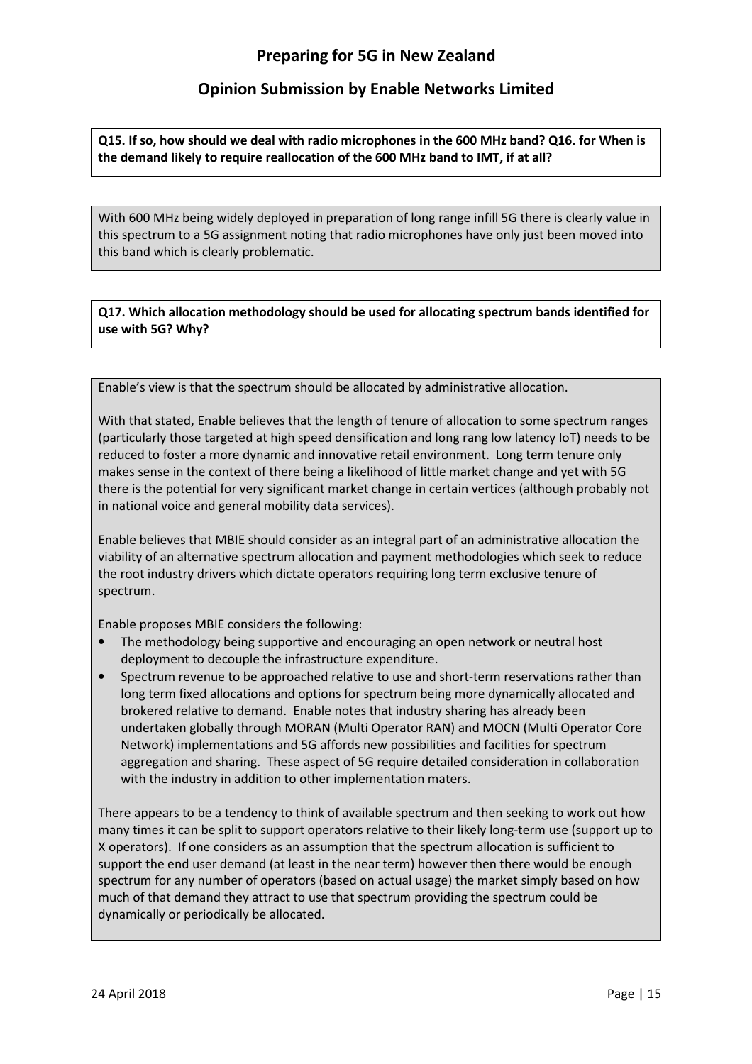**Q15. If so, how should we deal with radio microphones in the 600 MHz band? Q16. for When is the demand likely to require reallocation of the 600 MHz band to IMT, if at all?**

With 600 MHz being widely deployed in preparation of long range infill 5G there is clearly value in this spectrum to a 5G assignment noting that radio microphones have only just been moved into this band which is clearly problematic.

**Q17. Which allocation methodology should be used for allocating spectrum bands identified for use with 5G? Why?**

Enable's view is that the spectrum should be allocated by administrative allocation.

With that stated, Enable believes that the length of tenure of allocation to some spectrum ranges (particularly those targeted at high speed densification and long rang low latency IoT) needs to be reduced to foster a more dynamic and innovative retail environment. Long term tenure only makes sense in the context of there being a likelihood of little market change and yet with 5G there is the potential for very significant market change in certain vertices (although probably not in national voice and general mobility data services).

Enable believes that MBIE should consider as an integral part of an administrative allocation the viability of an alternative spectrum allocation and payment methodologies which seek to reduce the root industry drivers which dictate operators requiring long term exclusive tenure of spectrum.

Enable proposes MBIE considers the following:

- The methodology being supportive and encouraging an open network or neutral host deployment to decouple the infrastructure expenditure.
- Spectrum revenue to be approached relative to use and short-term reservations rather than long term fixed allocations and options for spectrum being more dynamically allocated and brokered relative to demand. Enable notes that industry sharing has already been undertaken globally through MORAN (Multi Operator RAN) and MOCN (Multi Operator Core Network) implementations and 5G affords new possibilities and facilities for spectrum aggregation and sharing. These aspect of 5G require detailed consideration in collaboration with the industry in addition to other implementation maters.

There appears to be a tendency to think of available spectrum and then seeking to work out how many times it can be split to support operators relative to their likely long-term use (support up to X operators). If one considers as an assumption that the spectrum allocation is sufficient to support the end user demand (at least in the near term) however then there would be enough spectrum for any number of operators (based on actual usage) the market simply based on how much of that demand they attract to use that spectrum providing the spectrum could be dynamically or periodically be allocated.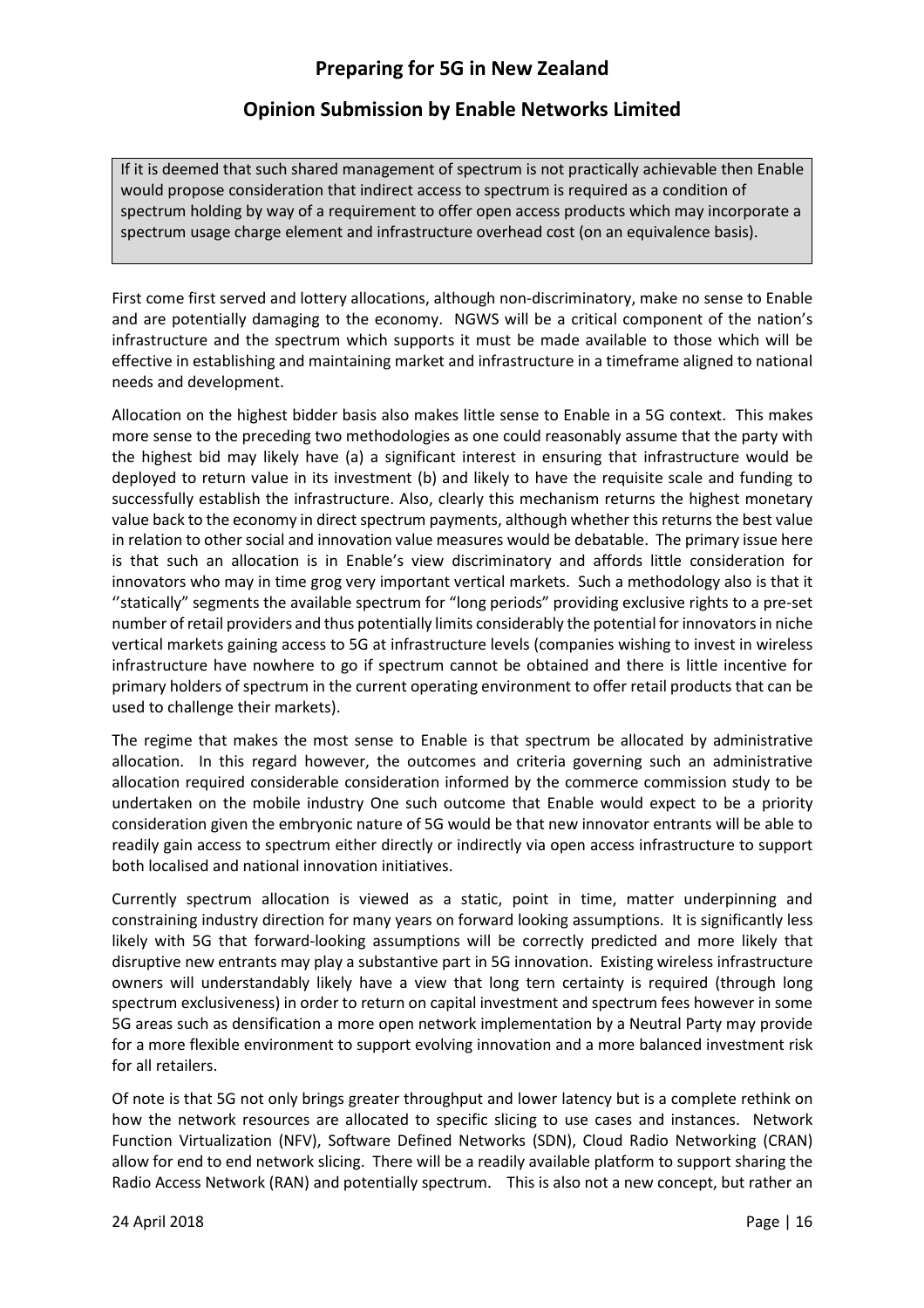If it is deemed that such shared management of spectrum is not practically achievable then Enable would propose consideration that indirect access to spectrum is required as a condition of spectrum holding by way of a requirement to offer open access products which may incorporate a spectrum usage charge element and infrastructure overhead cost (on an equivalence basis).

First come first served and lottery allocations, although non-discriminatory, make no sense to Enable and are potentially damaging to the economy. NGWS will be a critical component of the nation's infrastructure and the spectrum which supports it must be made available to those which will be effective in establishing and maintaining market and infrastructure in a timeframe aligned to national needs and development.

Allocation on the highest bidder basis also makes little sense to Enable in a 5G context. This makes more sense to the preceding two methodologies as one could reasonably assume that the party with the highest bid may likely have (a) a significant interest in ensuring that infrastructure would be deployed to return value in its investment (b) and likely to have the requisite scale and funding to successfully establish the infrastructure. Also, clearly this mechanism returns the highest monetary value back to the economy in direct spectrum payments, although whether this returns the best value in relation to other social and innovation value measures would be debatable. The primary issue here is that such an allocation is in Enable's view discriminatory and affords little consideration for innovators who may in time grog very important vertical markets. Such a methodology also is that it ''statically" segments the available spectrum for "long periods" providing exclusive rights to a pre-set number of retail providers and thus potentially limits considerably the potential for innovators in niche vertical markets gaining access to 5G at infrastructure levels (companies wishing to invest in wireless infrastructure have nowhere to go if spectrum cannot be obtained and there is little incentive for primary holders of spectrum in the current operating environment to offer retail products that can be used to challenge their markets).

The regime that makes the most sense to Enable is that spectrum be allocated by administrative allocation. In this regard however, the outcomes and criteria governing such an administrative allocation required considerable consideration informed by the commerce commission study to be undertaken on the mobile industry One such outcome that Enable would expect to be a priority consideration given the embryonic nature of 5G would be that new innovator entrants will be able to readily gain access to spectrum either directly or indirectly via open access infrastructure to support both localised and national innovation initiatives.

Currently spectrum allocation is viewed as a static, point in time, matter underpinning and constraining industry direction for many years on forward looking assumptions. It is significantly less likely with 5G that forward-looking assumptions will be correctly predicted and more likely that disruptive new entrants may play a substantive part in 5G innovation. Existing wireless infrastructure owners will understandably likely have a view that long tern certainty is required (through long spectrum exclusiveness) in order to return on capital investment and spectrum fees however in some 5G areas such as densification a more open network implementation by a Neutral Party may provide for a more flexible environment to support evolving innovation and a more balanced investment risk for all retailers.

Of note is that 5G not only brings greater throughput and lower latency but is a complete rethink on how the network resources are allocated to specific slicing to use cases and instances. Network Function Virtualization (NFV), Software Defined Networks (SDN), Cloud Radio Networking (CRAN) allow for end to end network slicing. There will be a readily available platform to support sharing the Radio Access Network (RAN) and potentially spectrum. This is also not a new concept, but rather an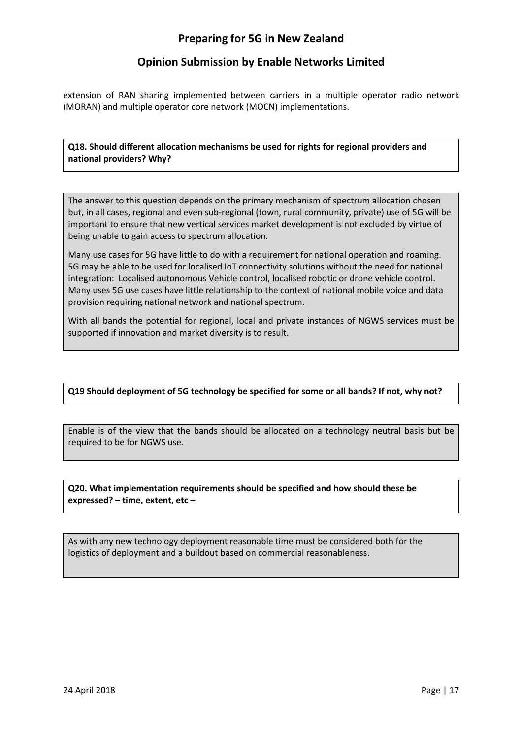extension of RAN sharing implemented between carriers in a multiple operator radio network (MORAN) and multiple operator core network (MOCN) implementations.

**Q18. Should different allocation mechanisms be used for rights for regional providers and national providers? Why?**

The answer to this question depends on the primary mechanism of spectrum allocation chosen but, in all cases, regional and even sub-regional (town, rural community, private) use of 5G will be important to ensure that new vertical services market development is not excluded by virtue of being unable to gain access to spectrum allocation.

Many use cases for 5G have little to do with a requirement for national operation and roaming. 5G may be able to be used for localised IoT connectivity solutions without the need for national integration: Localised autonomous Vehicle control, localised robotic or drone vehicle control. Many uses 5G use cases have little relationship to the context of national mobile voice and data provision requiring national network and national spectrum.

With all bands the potential for regional, local and private instances of NGWS services must be supported if innovation and market diversity is to result.

**Q19 Should deployment of 5G technology be specified for some or all bands? If not, why not?**

Enable is of the view that the bands should be allocated on a technology neutral basis but be required to be for NGWS use.

**Q20. What implementation requirements should be specified and how should these be expressed? – time, extent, etc –**

As with any new technology deployment reasonable time must be considered both for the logistics of deployment and a buildout based on commercial reasonableness.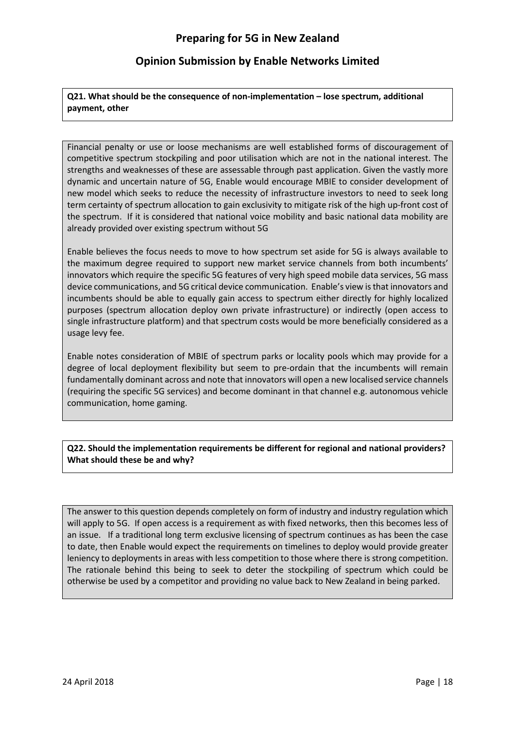**Q21. What should be the consequence of non-implementation – lose spectrum, additional payment, other**

Financial penalty or use or loose mechanisms are well established forms of discouragement of competitive spectrum stockpiling and poor utilisation which are not in the national interest. The strengths and weaknesses of these are assessable through past application. Given the vastly more dynamic and uncertain nature of 5G, Enable would encourage MBIE to consider development of new model which seeks to reduce the necessity of infrastructure investors to need to seek long term certainty of spectrum allocation to gain exclusivity to mitigate risk of the high up-front cost of the spectrum. If it is considered that national voice mobility and basic national data mobility are already provided over existing spectrum without 5G

Enable believes the focus needs to move to how spectrum set aside for 5G is always available to the maximum degree required to support new market service channels from both incumbents' innovators which require the specific 5G features of very high speed mobile data services, 5G mass device communications, and 5G critical device communication. Enable's view is that innovators and incumbents should be able to equally gain access to spectrum either directly for highly localized purposes (spectrum allocation deploy own private infrastructure) or indirectly (open access to single infrastructure platform) and that spectrum costs would be more beneficially considered as a usage levy fee.

Enable notes consideration of MBIE of spectrum parks or locality pools which may provide for a degree of local deployment flexibility but seem to pre-ordain that the incumbents will remain fundamentally dominant across and note that innovators will open a new localised service channels (requiring the specific 5G services) and become dominant in that channel e.g. autonomous vehicle communication, home gaming.

**Q22. Should the implementation requirements be different for regional and national providers? What should these be and why?**

The answer to this question depends completely on form of industry and industry regulation which will apply to 5G. If open access is a requirement as with fixed networks, then this becomes less of an issue. If a traditional long term exclusive licensing of spectrum continues as has been the case to date, then Enable would expect the requirements on timelines to deploy would provide greater leniency to deployments in areas with less competition to those where there is strong competition. The rationale behind this being to seek to deter the stockpiling of spectrum which could be otherwise be used by a competitor and providing no value back to New Zealand in being parked.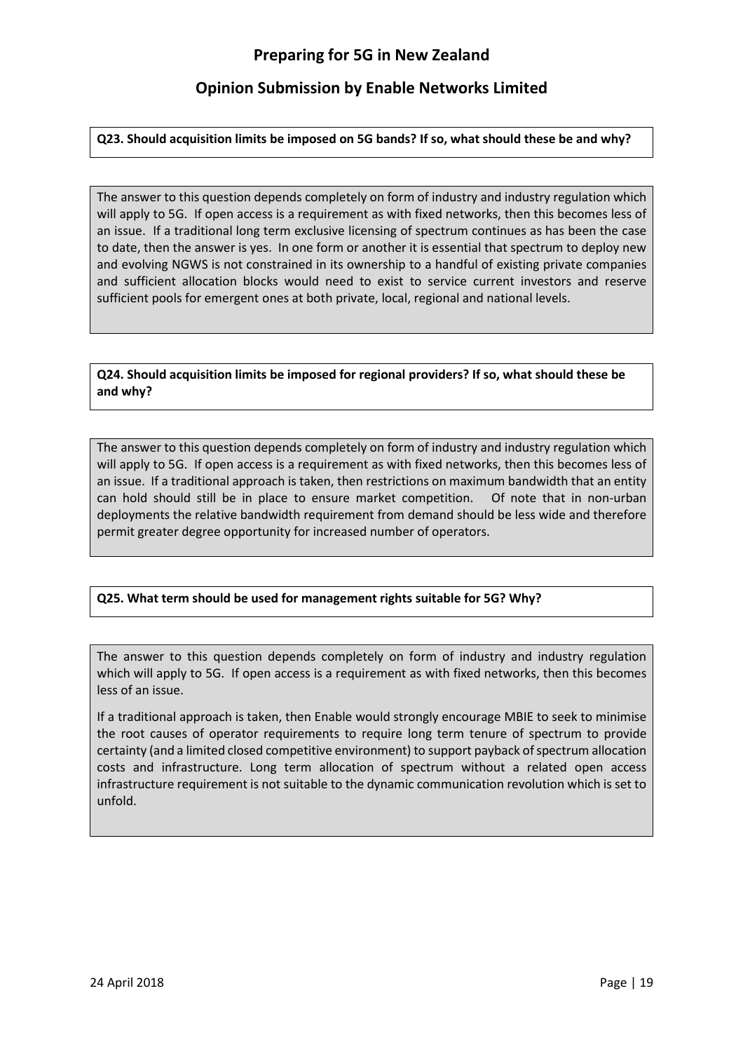**Q23. Should acquisition limits be imposed on 5G bands? If so, what should these be and why?**

The answer to this question depends completely on form of industry and industry regulation which will apply to 5G. If open access is a requirement as with fixed networks, then this becomes less of an issue. If a traditional long term exclusive licensing of spectrum continues as has been the case to date, then the answer is yes. In one form or another it is essential that spectrum to deploy new and evolving NGWS is not constrained in its ownership to a handful of existing private companies and sufficient allocation blocks would need to exist to service current investors and reserve sufficient pools for emergent ones at both private, local, regional and national levels.

**Q24. Should acquisition limits be imposed for regional providers? If so, what should these be and why?**

The answer to this question depends completely on form of industry and industry regulation which will apply to 5G. If open access is a requirement as with fixed networks, then this becomes less of an issue. If a traditional approach is taken, then restrictions on maximum bandwidth that an entity can hold should still be in place to ensure market competition. Of note that in non-urban deployments the relative bandwidth requirement from demand should be less wide and therefore permit greater degree opportunity for increased number of operators.

**Q25. What term should be used for management rights suitable for 5G? Why?**

The answer to this question depends completely on form of industry and industry regulation which will apply to 5G. If open access is a requirement as with fixed networks, then this becomes less of an issue.

If a traditional approach is taken, then Enable would strongly encourage MBIE to seek to minimise the root causes of operator requirements to require long term tenure of spectrum to provide certainty (and a limited closed competitive environment) to support payback of spectrum allocation costs and infrastructure. Long term allocation of spectrum without a related open access infrastructure requirement is not suitable to the dynamic communication revolution which is set to unfold.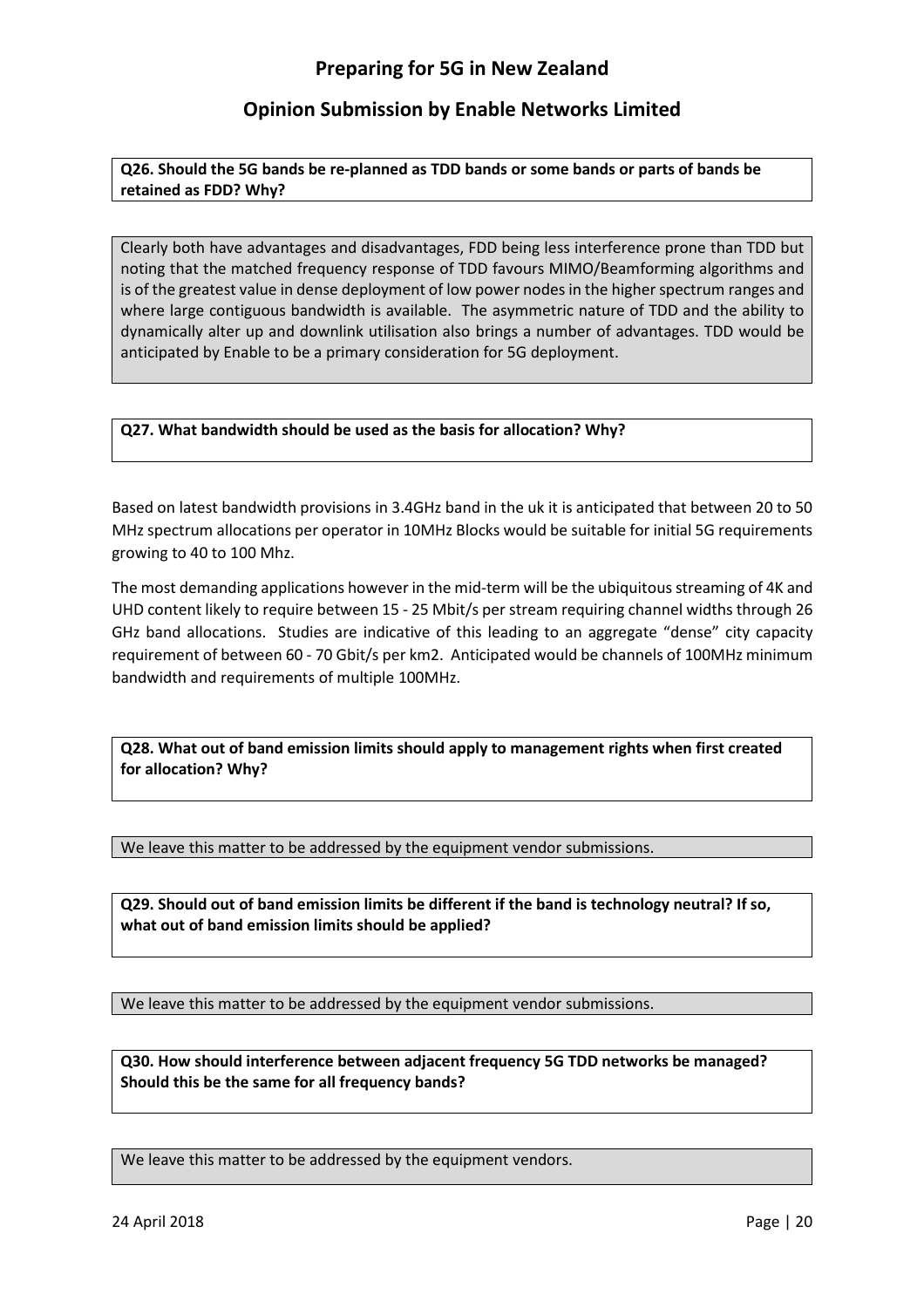**Q26. Should the 5G bands be re-planned as TDD bands or some bands or parts of bands be retained as FDD? Why?**

Clearly both have advantages and disadvantages, FDD being less interference prone than TDD but noting that the matched frequency response of TDD favours MIMO/Beamforming algorithms and is of the greatest value in dense deployment of low power nodes in the higher spectrum ranges and where large contiguous bandwidth is available. The asymmetric nature of TDD and the ability to dynamically alter up and downlink utilisation also brings a number of advantages. TDD would be anticipated by Enable to be a primary consideration for 5G deployment.

**Q27. What bandwidth should be used as the basis for allocation? Why?**

Based on latest bandwidth provisions in 3.4GHz band in the uk it is anticipated that between 20 to 50 MHz spectrum allocations per operator in 10MHz Blocks would be suitable for initial 5G requirements growing to 40 to 100 Mhz.

The most demanding applications however in the mid-term will be the ubiquitous streaming of 4K and UHD content likely to require between 15 - 25 Mbit/s per stream requiring channel widths through 26 GHz band allocations. Studies are indicative of this leading to an aggregate "dense" city capacity requirement of between 60 - 70 Gbit/s per km2. Anticipated would be channels of 100MHz minimum bandwidth and requirements of multiple 100MHz.

**Q28. What out of band emission limits should apply to management rights when first created for allocation? Why?**

We leave this matter to be addressed by the equipment vendor submissions.

**Q29. Should out of band emission limits be different if the band is technology neutral? If so, what out of band emission limits should be applied?**

We leave this matter to be addressed by the equipment vendor submissions.

**Q30. How should interference between adjacent frequency 5G TDD networks be managed? Should this be the same for all frequency bands?**

We leave this matter to be addressed by the equipment vendors.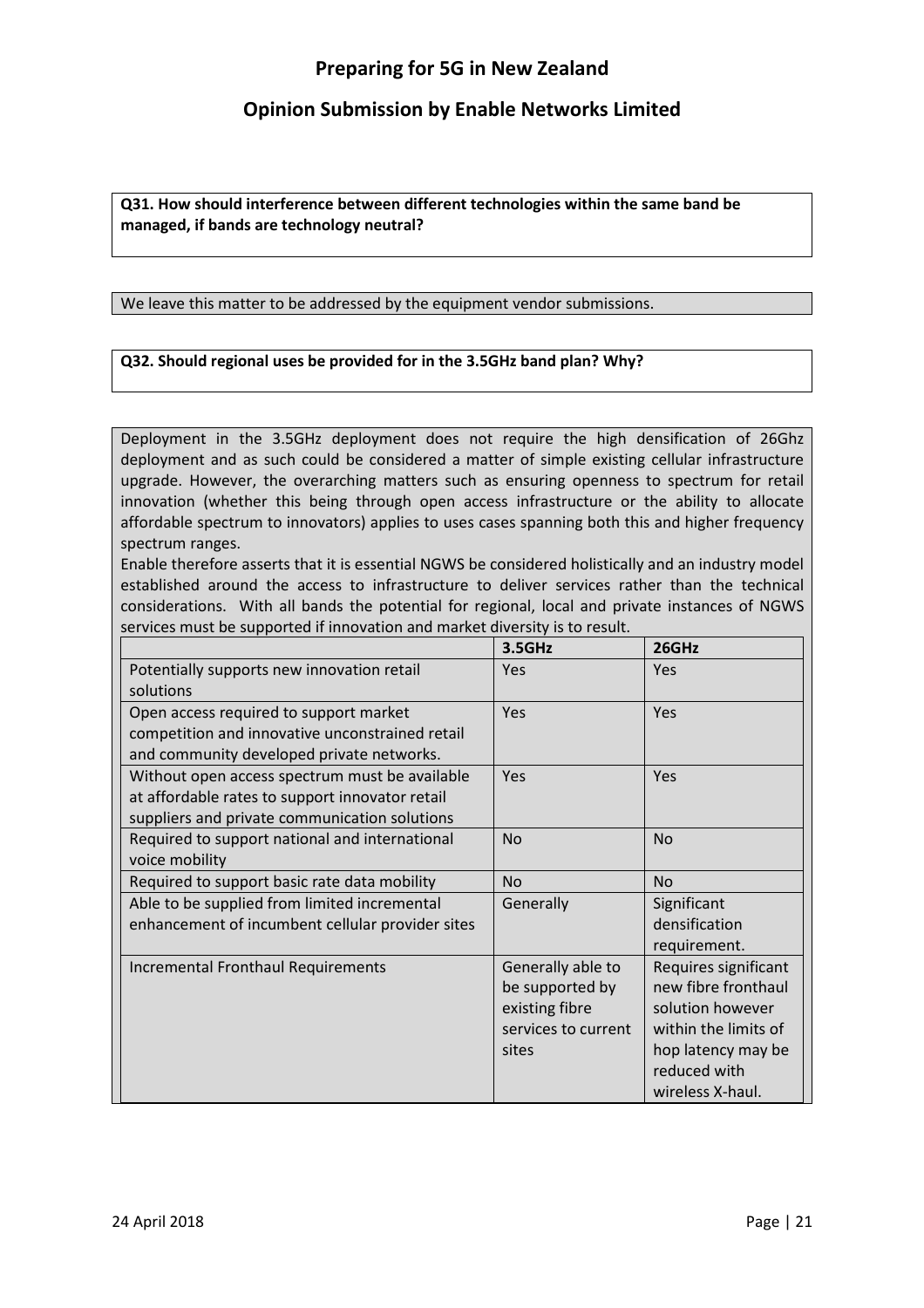**Q31. How should interference between different technologies within the same band be managed, if bands are technology neutral?**

We leave this matter to be addressed by the equipment vendor submissions.

**Q32. Should regional uses be provided for in the 3.5GHz band plan? Why?**

Deployment in the 3.5GHz deployment does not require the high densification of 26Ghz deployment and as such could be considered a matter of simple existing cellular infrastructure upgrade. However, the overarching matters such as ensuring openness to spectrum for retail innovation (whether this being through open access infrastructure or the ability to allocate affordable spectrum to innovators) applies to uses cases spanning both this and higher frequency spectrum ranges.

Enable therefore asserts that it is essential NGWS be considered holistically and an industry model established around the access to infrastructure to deliver services rather than the technical considerations. With all bands the potential for regional, local and private instances of NGWS services must be supported if innovation and market diversity is to result.

| | 3.5GHz | 26GHz |
|---|---|---|
| Potentially supports new innovation retail solutions | Yes | Yes |
| Open access required to support market competition and innovative unconstrained retail and community developed private networks. | Yes | Yes |
| Without open access spectrum must be available at affordable rates to support innovator retail suppliers and private communication solutions | Yes | Yes |
| Required to support national and international voice mobility | No | No |
| Required to support basic rate data mobility | No | No |
| Able to be supplied from limited incremental enhancement of incumbent cellular provider sites | Generally | Significant densification requirement. |
| Incremental Fronthaul Requirements | Generally able to be supported by existing fibre services to current sites | Requires significant new fibre fronthaul solution however within the limits of hop latency may be reduced with wireless X-haul. |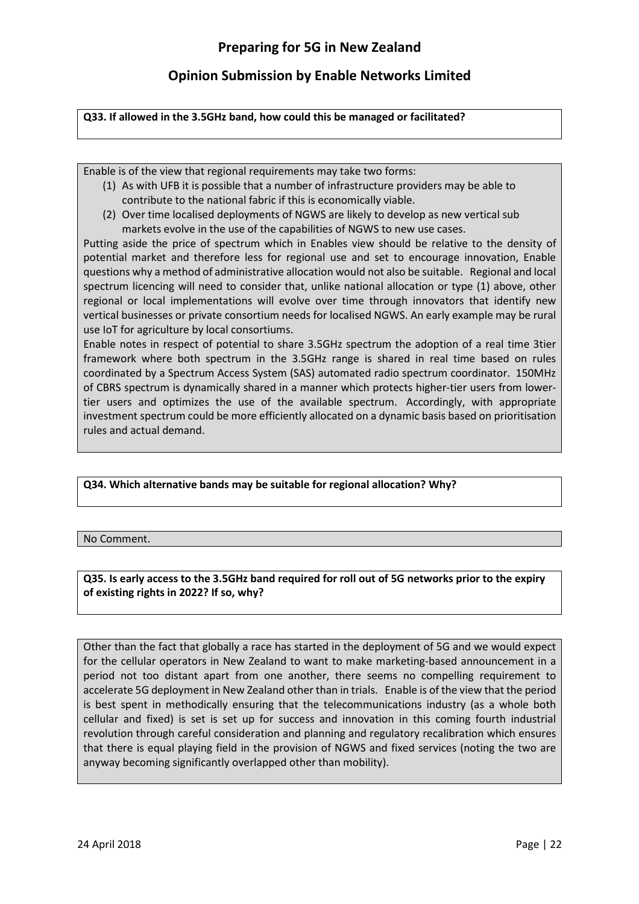**Q33. If allowed in the 3.5GHz band, how could this be managed or facilitated?**

Enable is of the view that regional requirements may take two forms:

1. As with UFB it is possible that a number of infrastructure providers may be able to contribute to the national fabric if this is economically viable.
2. Over time localised deployments of NGWS are likely to develop as new vertical sub markets evolve in the use of the capabilities of NGWS to new use cases.

Putting aside the price of spectrum which in Enables view should be relative to the density of potential market and therefore less for regional use and set to encourage innovation, Enable questions why a method of administrative allocation would not also be suitable. Regional and local spectrum licencing will need to consider that, unlike national allocation or type (1) above, other regional or local implementations will evolve over time through innovators that identify new vertical businesses or private consortium needs for localised NGWS. An early example may be rural use IoT for agriculture by local consortiums.

Enable notes in respect of potential to share 3.5GHz spectrum the adoption of a real time 3tier framework where both spectrum in the 3.5GHz range is shared in real time based on rules coordinated by a Spectrum Access System (SAS) automated radio spectrum coordinator. 150MHz of CBRS spectrum is dynamically shared in a manner which protects higher-tier users from lower-tier users and optimizes the use of the available spectrum. Accordingly, with appropriate investment spectrum could be more efficiently allocated on a dynamic basis based on prioritisation rules and actual demand.

**Q34. Which alternative bands may be suitable for regional allocation? Why?**

No Comment.

**Q35. Is early access to the 3.5GHz band required for roll out of 5G networks prior to the expiry of existing rights in 2022? If so, why?**

Other than the fact that globally a race has started in the deployment of 5G and we would expect for the cellular operators in New Zealand to want to make marketing-based announcement in a period not too distant apart from one another, there seems no compelling requirement to accelerate 5G deployment in New Zealand other than in trials. Enable is of the view that the period is best spent in methodically ensuring that the telecommunications industry (as a whole both cellular and fixed) is set is set up for success and innovation in this coming fourth industrial revolution through careful consideration and planning and regulatory recalibration which ensures that there is equal playing field in the provision of NGWS and fixed services (noting the two are anyway becoming significantly overlapped other than mobility).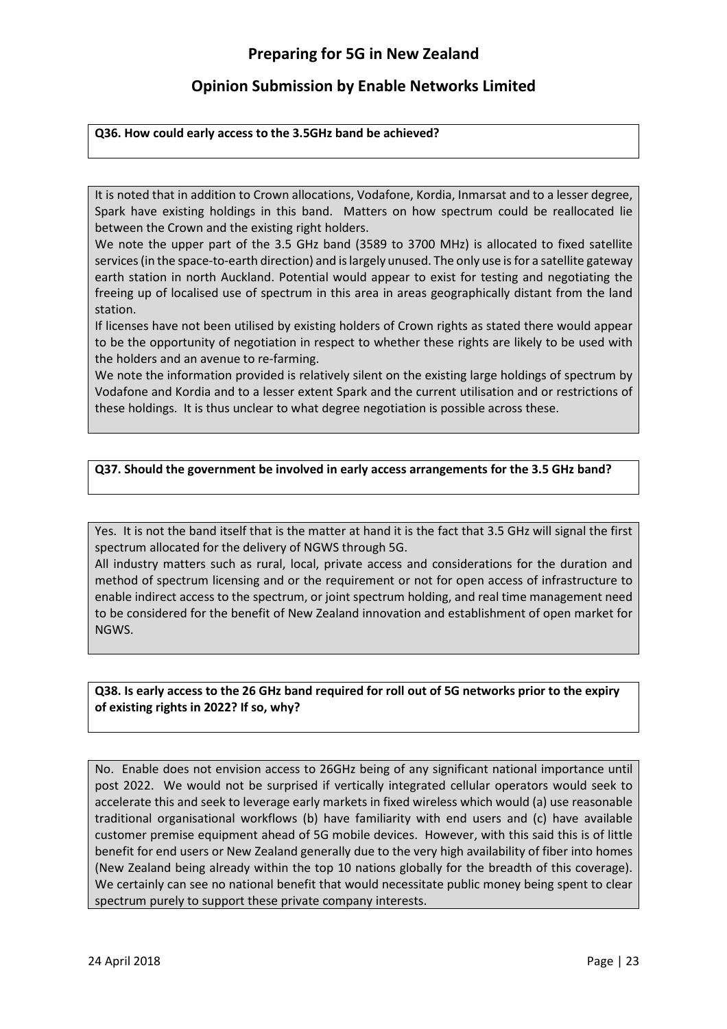**Q36. How could early access to the 3.5GHz band be achieved?**

It is noted that in addition to Crown allocations, Vodafone, Kordia, Inmarsat and to a lesser degree, Spark have existing holdings in this band. Matters on how spectrum could be reallocated lie between the Crown and the existing right holders.

We note the upper part of the 3.5 GHz band (3589 to 3700 MHz) is allocated to fixed satellite services (in the space-to-earth direction) and is largely unused. The only use is for a satellite gateway earth station in north Auckland. Potential would appear to exist for testing and negotiating the freeing up of localised use of spectrum in this area in areas geographically distant from the land station.

If licenses have not been utilised by existing holders of Crown rights as stated there would appear to be the opportunity of negotiation in respect to whether these rights are likely to be used with the holders and an avenue to re-farming.

We note the information provided is relatively silent on the existing large holdings of spectrum by Vodafone and Kordia and to a lesser extent Spark and the current utilisation and or restrictions of these holdings. It is thus unclear to what degree negotiation is possible across these.

**Q37. Should the government be involved in early access arrangements for the 3.5 GHz band?**

Yes. It is not the band itself that is the matter at hand it is the fact that 3.5 GHz will signal the first spectrum allocated for the delivery of NGWS through 5G.

All industry matters such as rural, local, private access and considerations for the duration and method of spectrum licensing and or the requirement or not for open access of infrastructure to enable indirect access to the spectrum, or joint spectrum holding, and real time management need to be considered for the benefit of New Zealand innovation and establishment of open market for NGWS.

**Q38. Is early access to the 26 GHz band required for roll out of 5G networks prior to the expiry of existing rights in 2022? If so, why?**

No. Enable does not envision access to 26GHz being of any significant national importance until post 2022. We would not be surprised if vertically integrated cellular operators would seek to accelerate this and seek to leverage early markets in fixed wireless which would (a) use reasonable traditional organisational workflows (b) have familiarity with end users and (c) have available customer premise equipment ahead of 5G mobile devices. However, with this said this is of little benefit for end users or New Zealand generally due to the very high availability of fiber into homes (New Zealand being already within the top 10 nations globally for the breadth of this coverage). We certainly can see no national benefit that would necessitate public money being spent to clear spectrum purely to support these private company interests.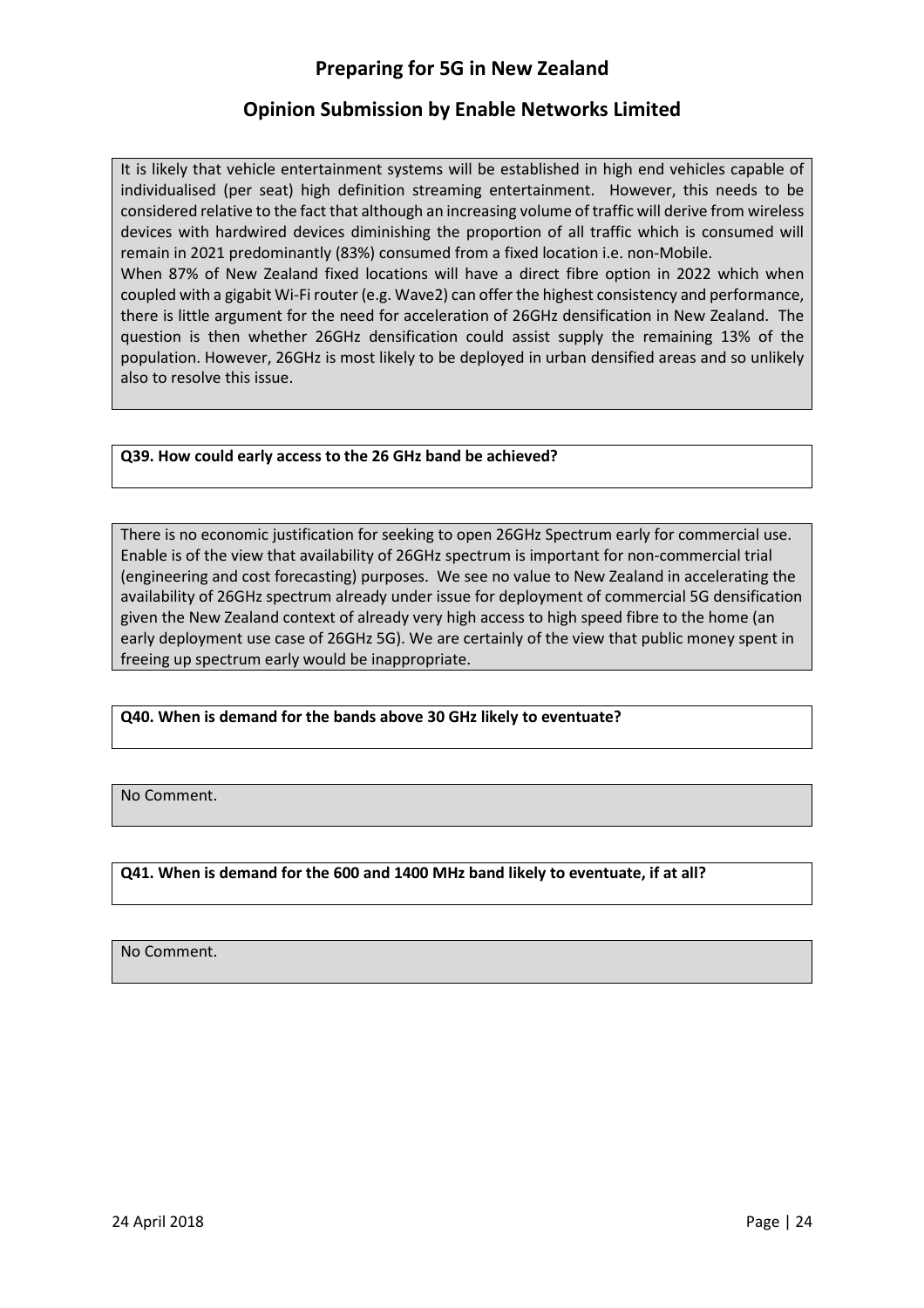# Preparing for 5G in New Zealand

## Opinion Submission by Enable Networks Limited

It is likely that vehicle entertainment systems will be established in high end vehicles capable of individualised (per seat) high definition streaming entertainment. However, this needs to be considered relative to the fact that although an increasing volume of traffic will derive from wireless devices with hardwired devices diminishing the proportion of all traffic which is consumed will remain in 2021 predominantly (83%) consumed from a fixed location i.e. non-Mobile.
When 87% of New Zealand fixed locations will have a direct fibre option in 2022 which when coupled with a gigabit Wi-Fi router (e.g. Wave2) can offer the highest consistency and performance, there is little argument for the need for acceleration of 26GHz densification in New Zealand. The question is then whether 26GHz densification could assist supply the remaining 13% of the population. However, 26GHz is most likely to be deployed in urban densified areas and so unlikely also to resolve this issue.

**Q39. How could early access to the 26 GHz band be achieved?**

There is no economic justification for seeking to open 26GHz Spectrum early for commercial use. Enable is of the view that availability of 26GHz spectrum is important for non-commercial trial (engineering and cost forecasting) purposes. We see no value to New Zealand in accelerating the availability of 26GHz spectrum already under issue for deployment of commercial 5G densification given the New Zealand context of already very high access to high speed fibre to the home (an early deployment use case of 26GHz 5G). We are certainly of the view that public money spent in freeing up spectrum early would be inappropriate.

**Q40. When is demand for the bands above 30 GHz likely to eventuate?**

No Comment.

**Q41. When is demand for the 600 and 1400 MHz band likely to eventuate, if at all?**

No Comment.